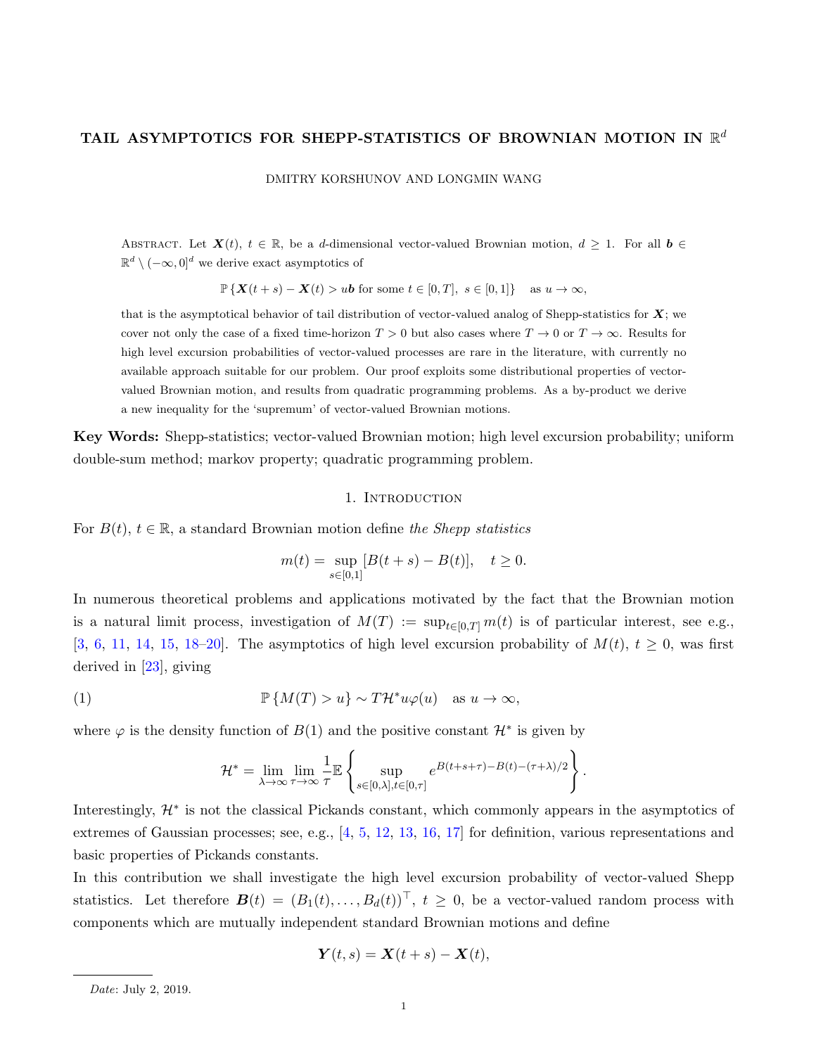# TAIL ASYMPTOTICS FOR SHEPP-STATISTICS OF BROWNIAN MOTION IN $\mathbb{R}^d$

DMITRY KORSHUNOV AND LONGMIN WANG

Abstract. Let $\boldsymbol{X}(t)$, $t \in \mathbb{R}$, be a $d$-dimensional vector-valued Brownian motion, $d \geq 1$. For all $\boldsymbol{b} \in \mathbb{R}^d \setminus (-\infty, 0]^d$ we derive exact asymptotics of

$$\mathbb{P}\left\{\boldsymbol{X}(t+s) - \boldsymbol{X}(t) > u\boldsymbol{b} \text{ for some } t \in [0,T],\ s \in [0,1]\right\} \quad \text{as } u \to \infty,$$

that is the asymptotical behavior of tail distribution of vector-valued analog of Shepp-statistics for $\boldsymbol{X}$; we cover not only the case of a fixed time-horizon $T > 0$ but also cases where $T \to 0$ or $T \to \infty$. Results for high level excursion probabilities of vector-valued processes are rare in the literature, with currently no available approach suitable for our problem. Our proof exploits some distributional properties of vector-valued Brownian motion, and results from quadratic programming problems. As a by-product we derive a new inequality for the 'supremum' of vector-valued Brownian motions.

**Key Words:** Shepp-statistics; vector-valued Brownian motion; high level excursion probability; uniform double-sum method; markov property; quadratic programming problem.

## 1. Introduction

For $B(t)$, $t \in \mathbb{R}$, a standard Brownian motion define *the Shepp statistics*

$$m(t) = \sup_{s \in [0,1]} [B(t+s) - B(t)], \quad t \geq 0.$$

In numerous theoretical problems and applications motivated by the fact that the Brownian motion is a natural limit process, investigation of $M(T) := \sup_{t \in [0,T]} m(t)$ is of particular interest, see e.g., [3, 6, 11, 14, 15, 18–20]. The asymptotics of high level excursion probability of $M(t)$, $t \geq 0$, was first derived in [23], giving

$$\mathbb{P}\left\{M(T) > u\right\} \sim T\mathcal{H}^* u\varphi(u) \quad \text{as } u \to \infty, \tag{1}$$

where $\varphi$ is the density function of $B(1)$ and the positive constant $\mathcal{H}^*$ is given by

$$\mathcal{H}^* = \lim_{\lambda \to \infty} \lim_{\tau \to \infty} \frac{1}{\tau} \mathbb{E}\left\{\sup_{s \in [0,\lambda], t \in [0,\tau]} e^{B(t+s+\tau) - B(t) - (\tau+\lambda)/2}\right\}.$$

Interestingly, $\mathcal{H}^*$ is not the classical Pickands constant, which commonly appears in the asymptotics of extremes of Gaussian processes; see, e.g., [4, 5, 12, 13, 16, 17] for definition, various representations and basic properties of Pickands constants.

In this contribution we shall investigate the high level excursion probability of vector-valued Shepp statistics. Let therefore $\boldsymbol{B}(t) = (B_1(t), \ldots, B_d(t))^\top$, $t \geq 0$, be a vector-valued random process with components which are mutually independent standard Brownian motions and define

$$\boldsymbol{Y}(t,s) = \boldsymbol{X}(t+s) - \boldsymbol{X}(t),$$

*Date*: July 2, 2019.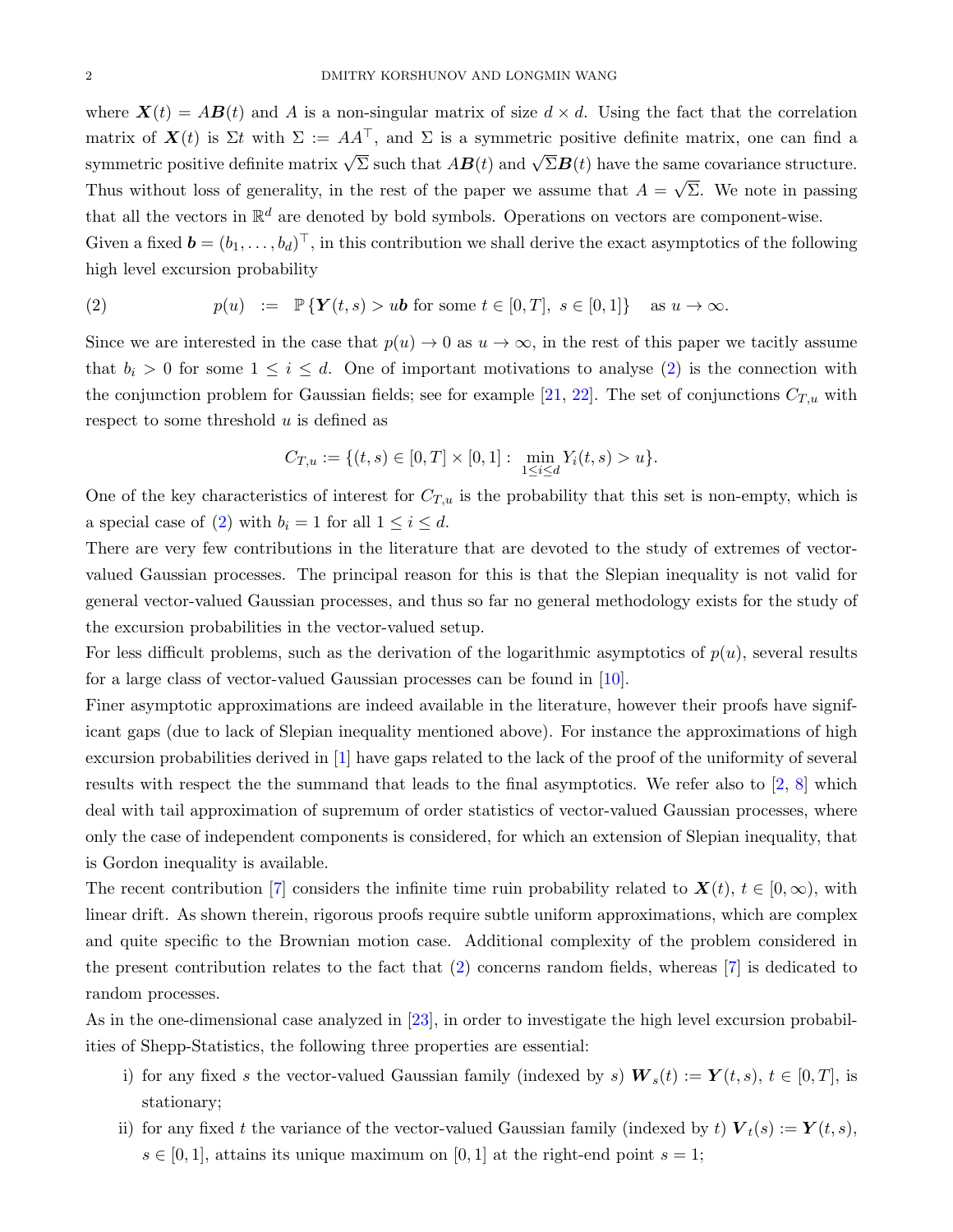where $\boldsymbol{X}(t) = A\boldsymbol{B}(t)$ and $A$ is a non-singular matrix of size $d \times d$. Using the fact that the correlation matrix of $\boldsymbol{X}(t)$ is $\Sigma t$ with $\Sigma := AA^\top$, and $\Sigma$ is a symmetric positive definite matrix, one can find a symmetric positive definite matrix $\sqrt{\Sigma}$ such that $A\boldsymbol{B}(t)$ and $\sqrt{\Sigma}\boldsymbol{B}(t)$ have the same covariance structure. Thus without loss of generality, in the rest of the paper we assume that $A = \sqrt{\Sigma}$. We note in passing that all the vectors in $\mathbb{R}^d$ are denoted by bold symbols. Operations on vectors are component-wise.

Given a fixed $\boldsymbol{b} = (b_1, \ldots, b_d)^\top$, in this contribution we shall derive the exact asymptotics of the following high level excursion probability

$$p(u) \;\; := \;\; \mathbb{P}\left\{\boldsymbol{Y}(t,s) > u\boldsymbol{b} \text{ for some } t \in [0,T],\; s \in [0,1]\right\} \quad \text{as } u \to \infty. \tag{2}$$

Since we are interested in the case that $p(u) \to 0$ as $u \to \infty$, in the rest of this paper we tacitly assume that $b_i > 0$ for some $1 \le i \le d$. One of important motivations to analyse (2) is the connection with the conjunction problem for Gaussian fields; see for example [21, 22]. The set of conjunctions $C_{T,u}$ with respect to some threshold $u$ is defined as

$$C_{T,u} := \{(t,s) \in [0,T] \times [0,1] : \min_{1 \le i \le d} Y_i(t,s) > u\}.$$

One of the key characteristics of interest for $C_{T,u}$ is the probability that this set is non-empty, which is a special case of (2) with $b_i = 1$ for all $1 \le i \le d$.

There are very few contributions in the literature that are devoted to the study of extremes of vector-valued Gaussian processes. The principal reason for this is that the Slepian inequality is not valid for general vector-valued Gaussian processes, and thus so far no general methodology exists for the study of the excursion probabilities in the vector-valued setup.

For less difficult problems, such as the derivation of the logarithmic asymptotics of $p(u)$, several results for a large class of vector-valued Gaussian processes can be found in [10].

Finer asymptotic approximations are indeed available in the literature, however their proofs have significant gaps (due to lack of Slepian inequality mentioned above). For instance the approximations of high excursion probabilities derived in [1] have gaps related to the lack of the proof of the uniformity of several results with respect the the summand that leads to the final asymptotics. We refer also to [2, 8] which deal with tail approximation of supremum of order statistics of vector-valued Gaussian processes, where only the case of independent components is considered, for which an extension of Slepian inequality, that is Gordon inequality is available.

The recent contribution [7] considers the infinite time ruin probability related to $\boldsymbol{X}(t)$, $t \in [0,\infty)$, with linear drift. As shown therein, rigorous proofs require subtle uniform approximations, which are complex and quite specific to the Brownian motion case. Additional complexity of the problem considered in the present contribution relates to the fact that (2) concerns random fields, whereas [7] is dedicated to random processes.

As in the one-dimensional case analyzed in [23], in order to investigate the high level excursion probabilities of Shepp-Statistics, the following three properties are essential:

- i) for any fixed $s$ the vector-valued Gaussian family (indexed by $s$) $\boldsymbol{W}_s(t) := \boldsymbol{Y}(t,s)$, $t \in [0,T]$, is stationary;
- ii) for any fixed $t$ the variance of the vector-valued Gaussian family (indexed by $t$) $\boldsymbol{V}_t(s) := \boldsymbol{Y}(t,s)$, $s \in [0,1]$, attains its unique maximum on $[0,1]$ at the right-end point $s = 1$;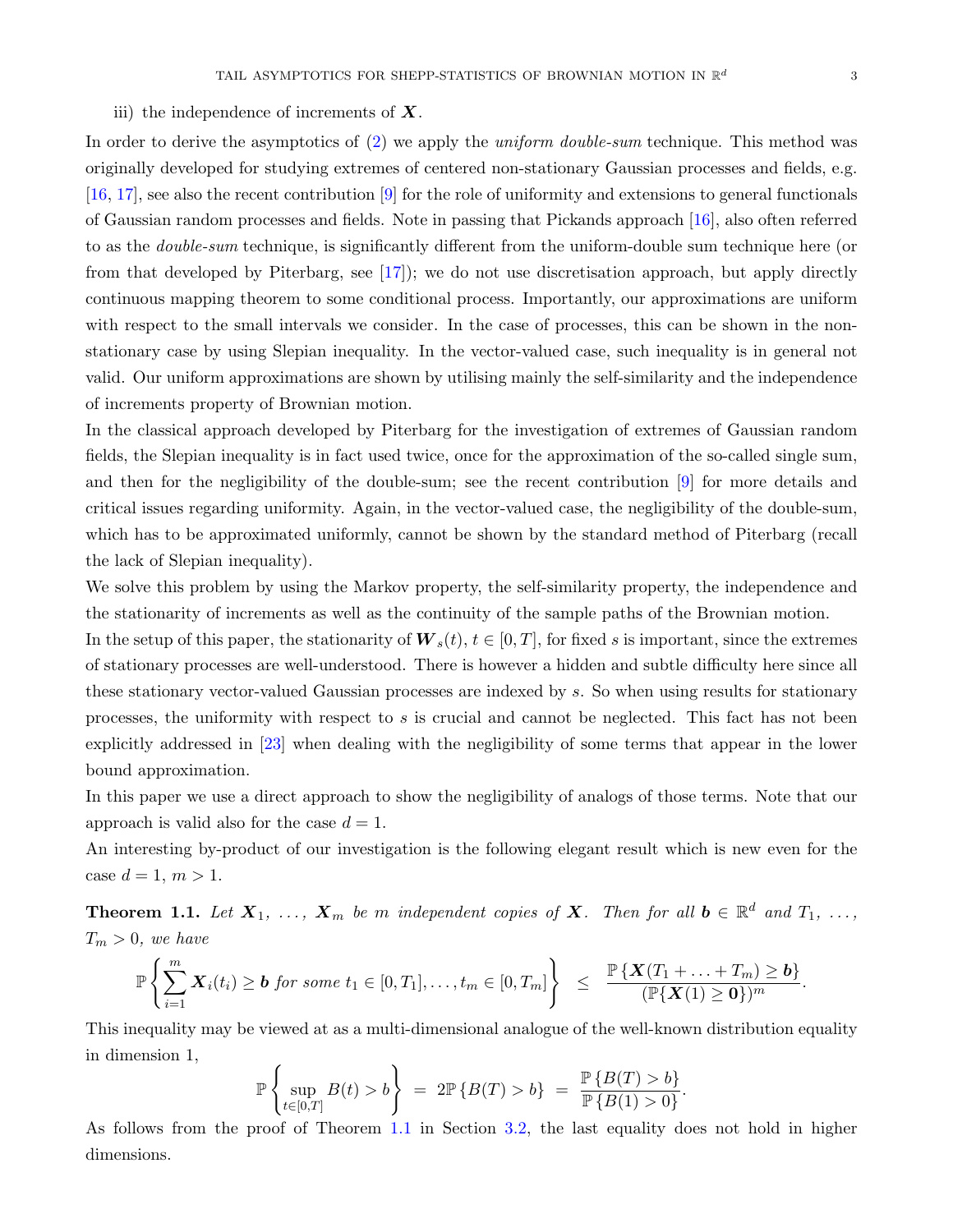iii) the independence of increments of $\boldsymbol{X}$.

In order to derive the asymptotics of (2) we apply the *uniform double-sum* technique. This method was originally developed for studying extremes of centered non-stationary Gaussian processes and fields, e.g. [16, 17], see also the recent contribution [9] for the role of uniformity and extensions to general functionals of Gaussian random processes and fields. Note in passing that Pickands approach [16], also often referred to as the *double-sum* technique, is significantly different from the uniform-double sum technique here (or from that developed by Piterbarg, see [17]); we do not use discretisation approach, but apply directly continuous mapping theorem to some conditional process. Importantly, our approximations are uniform with respect to the small intervals we consider. In the case of processes, this can be shown in the non-stationary case by using Slepian inequality. In the vector-valued case, such inequality is in general not valid. Our uniform approximations are shown by utilising mainly the self-similarity and the independence of increments property of Brownian motion.

In the classical approach developed by Piterbarg for the investigation of extremes of Gaussian random fields, the Slepian inequality is in fact used twice, once for the approximation of the so-called single sum, and then for the negligibility of the double-sum; see the recent contribution [9] for more details and critical issues regarding uniformity. Again, in the vector-valued case, the negligibility of the double-sum, which has to be approximated uniformly, cannot be shown by the standard method of Piterbarg (recall the lack of Slepian inequality).

We solve this problem by using the Markov property, the self-similarity property, the independence and the stationarity of increments as well as the continuity of the sample paths of the Brownian motion.

In the setup of this paper, the stationarity of $\boldsymbol{W}_s(t)$, $t \in [0,T]$, for fixed $s$ is important, since the extremes of stationary processes are well-understood. There is however a hidden and subtle difficulty here since all these stationary vector-valued Gaussian processes are indexed by $s$. So when using results for stationary processes, the uniformity with respect to $s$ is crucial and cannot be neglected. This fact has not been explicitly addressed in [23] when dealing with the negligibility of some terms that appear in the lower bound approximation.

In this paper we use a direct approach to show the negligibility of analogs of those terms. Note that our approach is valid also for the case $d = 1$.

An interesting by-product of our investigation is the following elegant result which is new even for the case $d = 1$, $m > 1$.

**Theorem 1.1.** *Let $\boldsymbol{X}_1, \ldots, \boldsymbol{X}_m$ be $m$ independent copies of $\boldsymbol{X}$. Then for all $\boldsymbol{b} \in \mathbb{R}^d$ and $T_1, \ldots, T_m > 0$, we have*

$$\mathbb{P}\left\{ \sum_{i=1}^{m} \boldsymbol{X}_i(t_i) \geq \boldsymbol{b} \text{ for some } t_1 \in [0,T_1], \ldots, t_m \in [0,T_m] \right\} \leq \frac{\mathbb{P}\{\boldsymbol{X}(T_1 + \ldots + T_m) \geq \boldsymbol{b}\}}{(\mathbb{P}\{\boldsymbol{X}(1) \geq \boldsymbol{0}\})^m}.$$

This inequality may be viewed at as a multi-dimensional analogue of the well-known distribution equality in dimension 1,

$$\mathbb{P}\left\{ \sup_{t \in [0,T]} B(t) > b \right\} = 2\mathbb{P}\{B(T) > b\} = \frac{\mathbb{P}\{B(T) > b\}}{\mathbb{P}\{B(1) > 0\}}.$$

As follows from the proof of Theorem 1.1 in Section 3.2, the last equality does not hold in higher dimensions.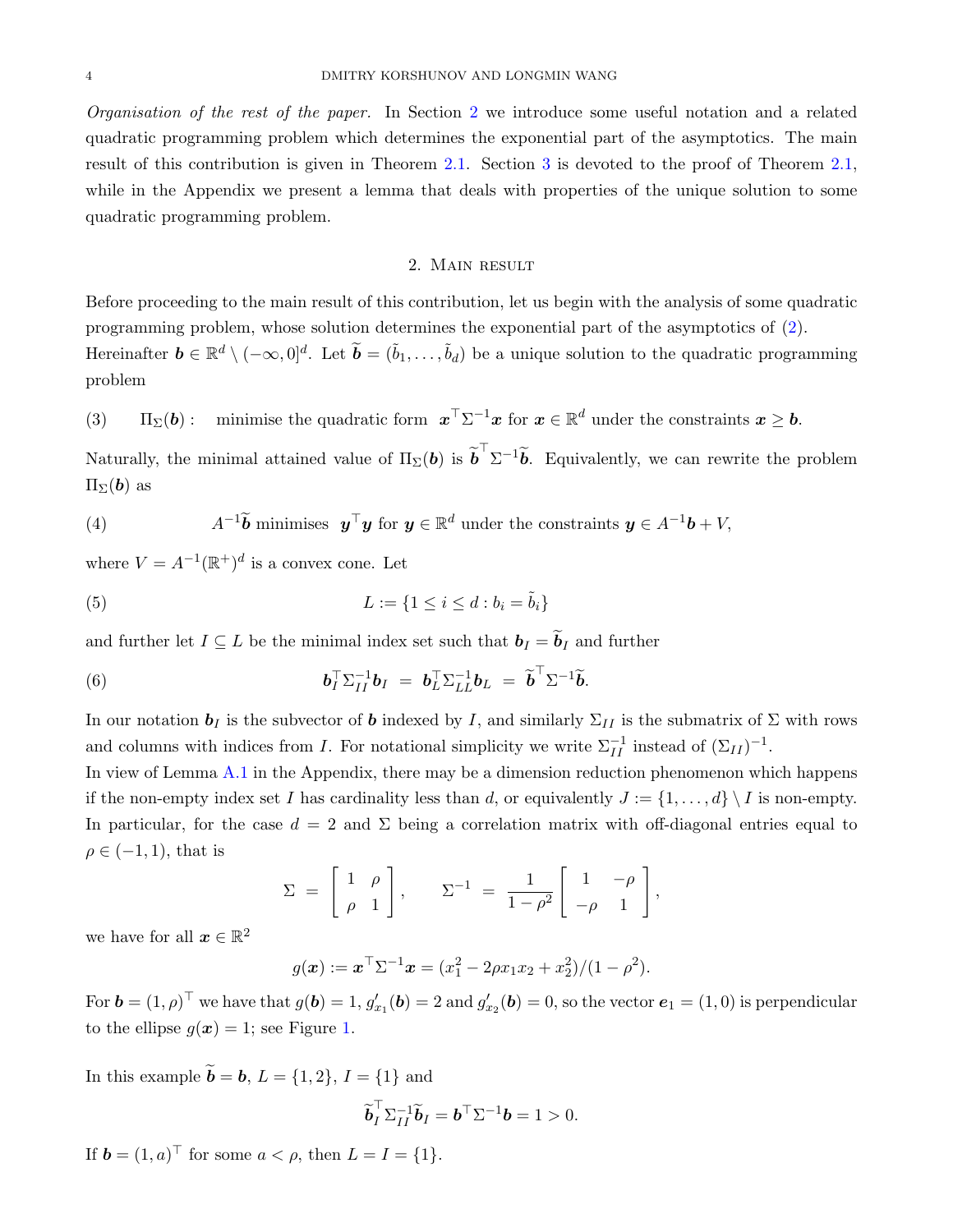*Organisation of the rest of the paper.* In Section 2 we introduce some useful notation and a related quadratic programming problem which determines the exponential part of the asymptotics. The main result of this contribution is given in Theorem 2.1. Section 3 is devoted to the proof of Theorem 2.1, while in the Appendix we present a lemma that deals with properties of the unique solution to some quadratic programming problem.

## 2. Main result

Before proceeding to the main result of this contribution, let us begin with the analysis of some quadratic programming problem, whose solution determines the exponential part of the asymptotics of (2).

Hereinafter $\boldsymbol{b} \in \mathbb{R}^d \setminus (-\infty, 0]^d$. Let $\widetilde{\boldsymbol{b}} = (\tilde{b}_1, \dots, \tilde{b}_d)$ be a unique solution to the quadratic programming problem

$$\text{(3)} \qquad \Pi_\Sigma(\boldsymbol{b}): \quad \text{minimise the quadratic form } \boldsymbol{x}^\top \Sigma^{-1} \boldsymbol{x} \text{ for } \boldsymbol{x} \in \mathbb{R}^d \text{ under the constraints } \boldsymbol{x} \ge \boldsymbol{b}.$$

Naturally, the minimal attained value of $\Pi_\Sigma(\boldsymbol{b})$ is $\widetilde{\boldsymbol{b}}^\top \Sigma^{-1} \widetilde{\boldsymbol{b}}$. Equivalently, we can rewrite the problem $\Pi_\Sigma(\boldsymbol{b})$ as

$$\text{(4)} \qquad A^{-1}\widetilde{\boldsymbol{b}} \text{ minimises } \boldsymbol{y}^\top \boldsymbol{y} \text{ for } \boldsymbol{y} \in \mathbb{R}^d \text{ under the constraints } \boldsymbol{y} \in A^{-1}\boldsymbol{b} + V,$$

where $V = A^{-1}(\mathbb{R}^+)^d$ is a convex cone. Let

$$\text{(5)} \qquad L := \{1 \le i \le d : b_i = \tilde{b}_i\}$$

and further let $I \subseteq L$ be the minimal index set such that $\boldsymbol{b}_I = \widetilde{\boldsymbol{b}}_I$ and further

$$\text{(6)} \qquad \boldsymbol{b}_I^\top \Sigma_{II}^{-1} \boldsymbol{b}_I \;=\; \boldsymbol{b}_L^\top \Sigma_{LL}^{-1} \boldsymbol{b}_L \;=\; \widetilde{\boldsymbol{b}}^\top \Sigma^{-1} \widetilde{\boldsymbol{b}}.$$

In our notation $\boldsymbol{b}_I$ is the subvector of $\boldsymbol{b}$ indexed by $I$, and similarly $\Sigma_{II}$ is the submatrix of $\Sigma$ with rows and columns with indices from $I$. For notational simplicity we write $\Sigma_{II}^{-1}$ instead of $(\Sigma_{II})^{-1}$.

In view of Lemma A.1 in the Appendix, there may be a dimension reduction phenomenon which happens if the non-empty index set $I$ has cardinality less than $d$, or equivalently $J := \{1, \dots, d\} \setminus I$ is non-empty. In particular, for the case $d = 2$ and $\Sigma$ being a correlation matrix with off-diagonal entries equal to $\rho \in (-1, 1)$, that is

$$\Sigma \;=\; \begin{bmatrix} 1 & \rho \\ \rho & 1 \end{bmatrix}, \qquad \Sigma^{-1} \;=\; \frac{1}{1-\rho^2} \begin{bmatrix} 1 & -\rho \\ -\rho & 1 \end{bmatrix},$$

we have for all $\boldsymbol{x} \in \mathbb{R}^2$

$$g(\boldsymbol{x}) := \boldsymbol{x}^\top \Sigma^{-1} \boldsymbol{x} = (x_1^2 - 2\rho x_1 x_2 + x_2^2)/(1-\rho^2).$$

For $\boldsymbol{b} = (1, \rho)^\top$ we have that $g(\boldsymbol{b}) = 1$, $g'_{x_1}(\boldsymbol{b}) = 2$ and $g'_{x_2}(\boldsymbol{b}) = 0$, so the vector $\boldsymbol{e}_1 = (1, 0)$ is perpendicular to the ellipse $g(\boldsymbol{x}) = 1$; see Figure 1.

In this example $\widetilde{\boldsymbol{b}} = \boldsymbol{b}$, $L = \{1, 2\}$, $I = \{1\}$ and

$$\widetilde{\boldsymbol{b}}_I^\top \Sigma_{II}^{-1} \widetilde{\boldsymbol{b}}_I = \boldsymbol{b}^\top \Sigma^{-1} \boldsymbol{b} = 1 > 0.$$

If $\boldsymbol{b} = (1, a)^\top$ for some $a < \rho$, then $L = I = \{1\}$.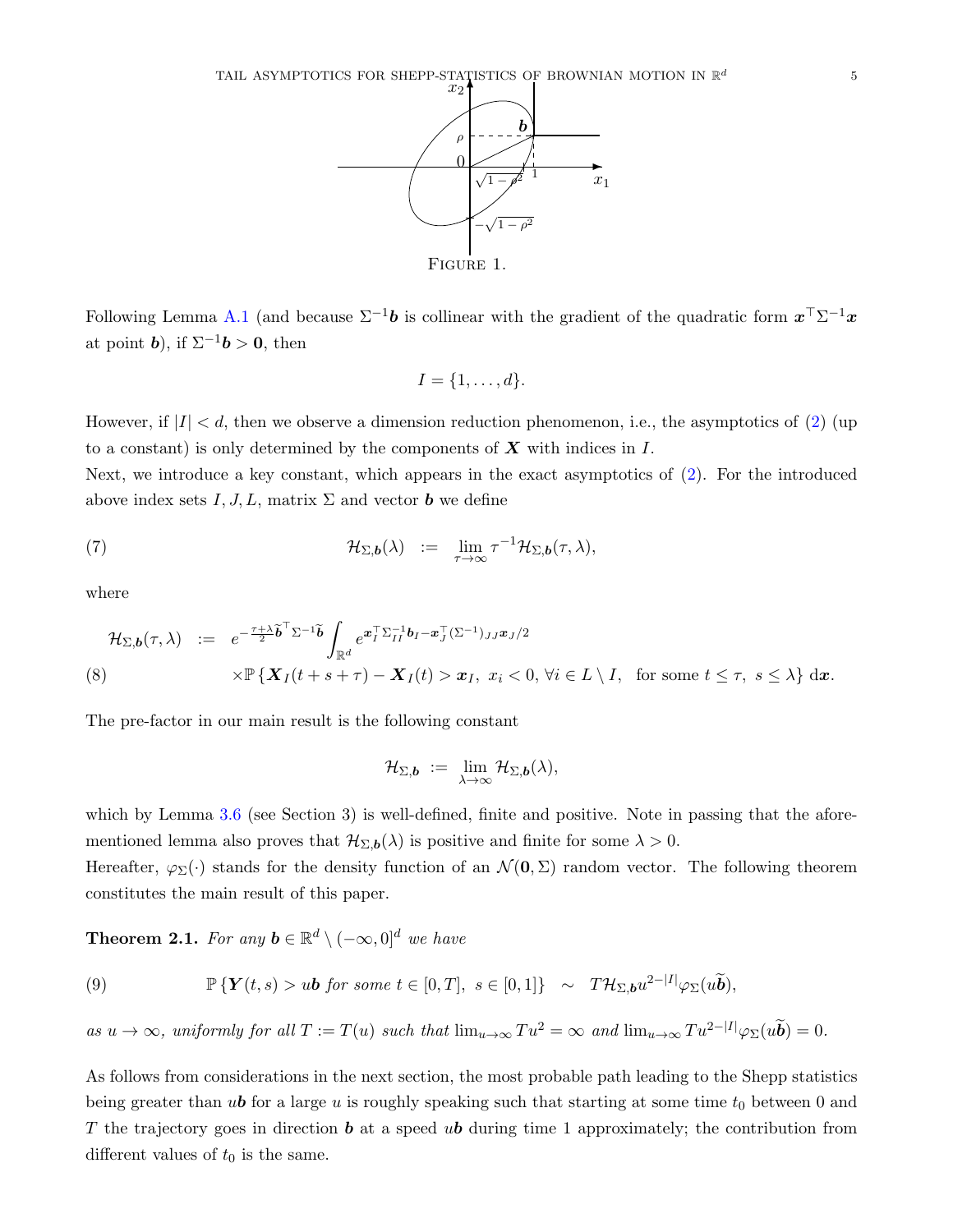FIGURE 1.

Following Lemma A.1 (and because $\Sigma^{-1}\boldsymbol{b}$ is collinear with the gradient of the quadratic form $\boldsymbol{x}^\top\Sigma^{-1}\boldsymbol{x}$ at point $\boldsymbol{b}$), if $\Sigma^{-1}\boldsymbol{b} > \boldsymbol{0}$, then

$$I = \{1, \ldots, d\}.$$

However, if $|I| < d$, then we observe a dimension reduction phenomenon, i.e., the asymptotics of (2) (up to a constant) is only determined by the components of $\boldsymbol{X}$ with indices in $I$.

Next, we introduce a key constant, which appears in the exact asymptotics of (2). For the introduced above index sets $I, J, L$, matrix $\Sigma$ and vector $\boldsymbol{b}$ we define

$$\mathcal{H}_{\Sigma,\boldsymbol{b}}(\lambda) \;:=\; \lim_{\tau\to\infty} \tau^{-1}\mathcal{H}_{\Sigma,\boldsymbol{b}}(\tau,\lambda), \tag{7}$$

where

$$\begin{aligned}
\mathcal{H}_{\Sigma,\boldsymbol{b}}(\tau,\lambda) \;:=\; & e^{-\frac{\tau+\lambda}{2}\widetilde{\boldsymbol{b}}^\top\Sigma^{-1}\widetilde{\boldsymbol{b}}}\int_{\mathbb{R}^d} e^{\boldsymbol{x}_I^\top\Sigma_{II}^{-1}\boldsymbol{b}_I - \boldsymbol{x}_J^\top(\Sigma^{-1})_{JJ}\boldsymbol{x}_J/2} \\
& \times\mathbb{P}\left\{\boldsymbol{X}_I(t+s+\tau) - \boldsymbol{X}_I(t) > \boldsymbol{x}_I,\ x_i < 0,\ \forall i \in L\setminus I, \ \text{ for some } t \le \tau,\ s \le \lambda\right\} \mathrm{d}\boldsymbol{x}.
\end{aligned} \tag{8}$$

The pre-factor in our main result is the following constant

$$\mathcal{H}_{\Sigma,\boldsymbol{b}} \;:=\; \lim_{\lambda\to\infty}\mathcal{H}_{\Sigma,\boldsymbol{b}}(\lambda),$$

which by Lemma 3.6 (see Section 3) is well-defined, finite and positive. Note in passing that the aforementioned lemma also proves that $\mathcal{H}_{\Sigma,\boldsymbol{b}}(\lambda)$ is positive and finite for some $\lambda > 0$.

Hereafter, $\varphi_\Sigma(\cdot)$ stands for the density function of an $\mathcal{N}(\boldsymbol{0},\Sigma)$ random vector. The following theorem constitutes the main result of this paper.

**Theorem 2.1.** *For any $\boldsymbol{b} \in \mathbb{R}^d \setminus (-\infty, 0]^d$ we have*

$$\mathbb{P}\left\{\boldsymbol{Y}(t,s) > u\boldsymbol{b} \text{ for some } t \in [0,T],\ s \in [0,1]\right\} \;\sim\; T\mathcal{H}_{\Sigma,\boldsymbol{b}}u^{2-|I|}\varphi_\Sigma(u\widetilde{\boldsymbol{b}}), \tag{9}$$

*as $u \to \infty$, uniformly for all $T := T(u)$ such that $\lim_{u\to\infty} Tu^2 = \infty$ and $\lim_{u\to\infty} Tu^{2-|I|}\varphi_\Sigma(u\widetilde{\boldsymbol{b}}) = 0$.*

As follows from considerations in the next section, the most probable path leading to the Shepp statistics being greater than $u\boldsymbol{b}$ for a large $u$ is roughly speaking such that starting at some time $t_0$ between 0 and $T$ the trajectory goes in direction $\boldsymbol{b}$ at a speed $u\boldsymbol{b}$ during time 1 approximately; the contribution from different values of $t_0$ is the same.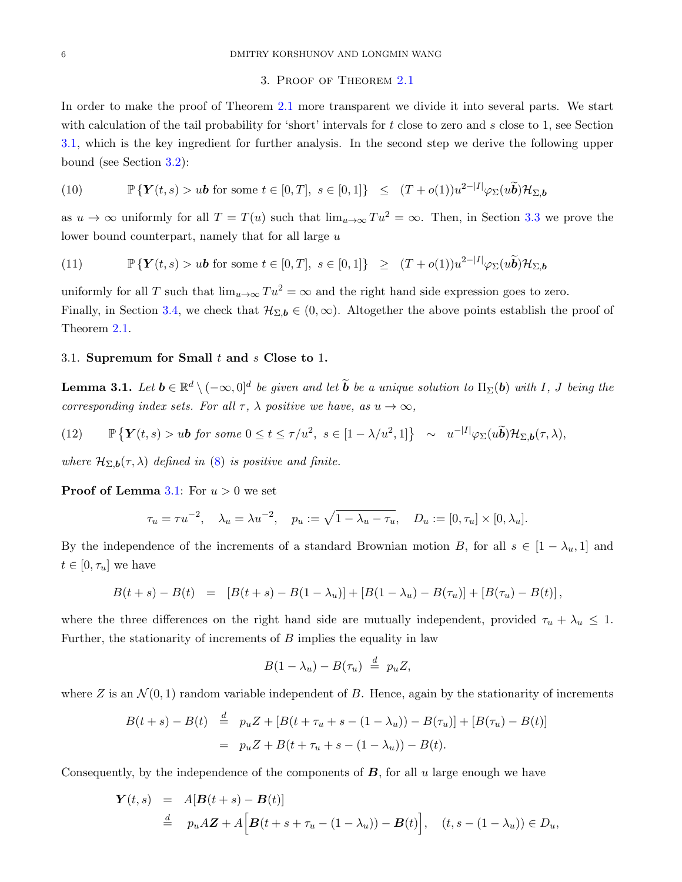## 3. Proof of Theorem 2.1

In order to make the proof of Theorem 2.1 more transparent we divide it into several parts. We start with calculation of the tail probability for 'short' intervals for $t$ close to zero and $s$ close to 1, see Section 3.1, which is the key ingredient for further analysis. In the second step we derive the following upper bound (see Section 3.2):

$$\mathbb{P}\left\{\boldsymbol{Y}(t,s) > u\boldsymbol{b} \text{ for some } t \in [0,T],\ s \in [0,1]\right\} \ \leq\ (T + o(1))u^{2-|I|}\varphi_\Sigma(u\widetilde{\boldsymbol{b}})\mathcal{H}_{\Sigma,\boldsymbol{b}} \tag{10}$$

as $u \to \infty$ uniformly for all $T = T(u)$ such that $\lim_{u\to\infty} Tu^2 = \infty$. Then, in Section 3.3 we prove the lower bound counterpart, namely that for all large $u$

$$\mathbb{P}\left\{\boldsymbol{Y}(t,s) > u\boldsymbol{b} \text{ for some } t \in [0,T],\ s \in [0,1]\right\} \ \geq\ (T + o(1))u^{2-|I|}\varphi_\Sigma(u\widetilde{\boldsymbol{b}})\mathcal{H}_{\Sigma,\boldsymbol{b}} \tag{11}$$

uniformly for all $T$ such that $\lim_{u\to\infty} Tu^2 = \infty$ and the right hand side expression goes to zero. Finally, in Section 3.4, we check that $\mathcal{H}_{\Sigma,\boldsymbol{b}} \in (0,\infty)$. Altogether the above points establish the proof of Theorem 2.1.

### 3.1. Supremum for Small $t$ and $s$ Close to 1.

**Lemma 3.1.** *Let $\boldsymbol{b} \in \mathbb{R}^d \setminus (-\infty,0]^d$ be given and let $\widetilde{\boldsymbol{b}}$ be a unique solution to $\Pi_\Sigma(\boldsymbol{b})$ with $I$, $J$ being the corresponding index sets. For all $\tau$, $\lambda$ positive we have, as $u \to \infty$,*

$$\mathbb{P}\left\{\boldsymbol{Y}(t,s) > u\boldsymbol{b} \text{ for some } 0 \leq t \leq \tau/u^2,\ s \in [1-\lambda/u^2, 1]\right\} \ \sim\ u^{-|I|}\varphi_\Sigma(u\widetilde{\boldsymbol{b}})\mathcal{H}_{\Sigma,\boldsymbol{b}}(\tau,\lambda), \tag{12}$$

*where $\mathcal{H}_{\Sigma,\boldsymbol{b}}(\tau,\lambda)$ defined in (8) is positive and finite.*

**Proof of Lemma 3.1**: For $u > 0$ we set

$$\tau_u = \tau u^{-2}, \quad \lambda_u = \lambda u^{-2}, \quad p_u := \sqrt{1-\lambda_u-\tau_u}, \quad D_u := [0,\tau_u]\times[0,\lambda_u].$$

By the independence of the increments of a standard Brownian motion $B$, for all $s \in [1-\lambda_u, 1]$ and $t \in [0,\tau_u]$ we have

$$B(t+s) - B(t) \ = \ [B(t+s) - B(1-\lambda_u)] + [B(1-\lambda_u) - B(\tau_u)] + [B(\tau_u) - B(t)],$$

where the three differences on the right hand side are mutually independent, provided $\tau_u + \lambda_u \leq 1$. Further, the stationarity of increments of $B$ implies the equality in law

$$B(1-\lambda_u) - B(\tau_u) \ \stackrel{d}{=}\ p_u Z,$$

where $Z$ is an $\mathcal{N}(0,1)$ random variable independent of $B$. Hence, again by the stationarity of increments

$$\begin{aligned}
B(t+s) - B(t) \ &\stackrel{d}{=}\ p_u Z + [B(t+\tau_u+s-(1-\lambda_u)) - B(\tau_u)] + [B(\tau_u) - B(t)] \\
&=\ p_u Z + B(t+\tau_u+s-(1-\lambda_u)) - B(t).
\end{aligned}$$

Consequently, by the independence of the components of $\boldsymbol{B}$, for all $u$ large enough we have

$$\begin{aligned}
\boldsymbol{Y}(t,s) \ &=\ A[\boldsymbol{B}(t+s) - \boldsymbol{B}(t)] \\
&\stackrel{d}{=}\ p_u A\boldsymbol{Z} + A\Big[\boldsymbol{B}(t+s+\tau_u-(1-\lambda_u)) - \boldsymbol{B}(t)\Big], \quad (t, s-(1-\lambda_u)) \in D_u,
\end{aligned}$$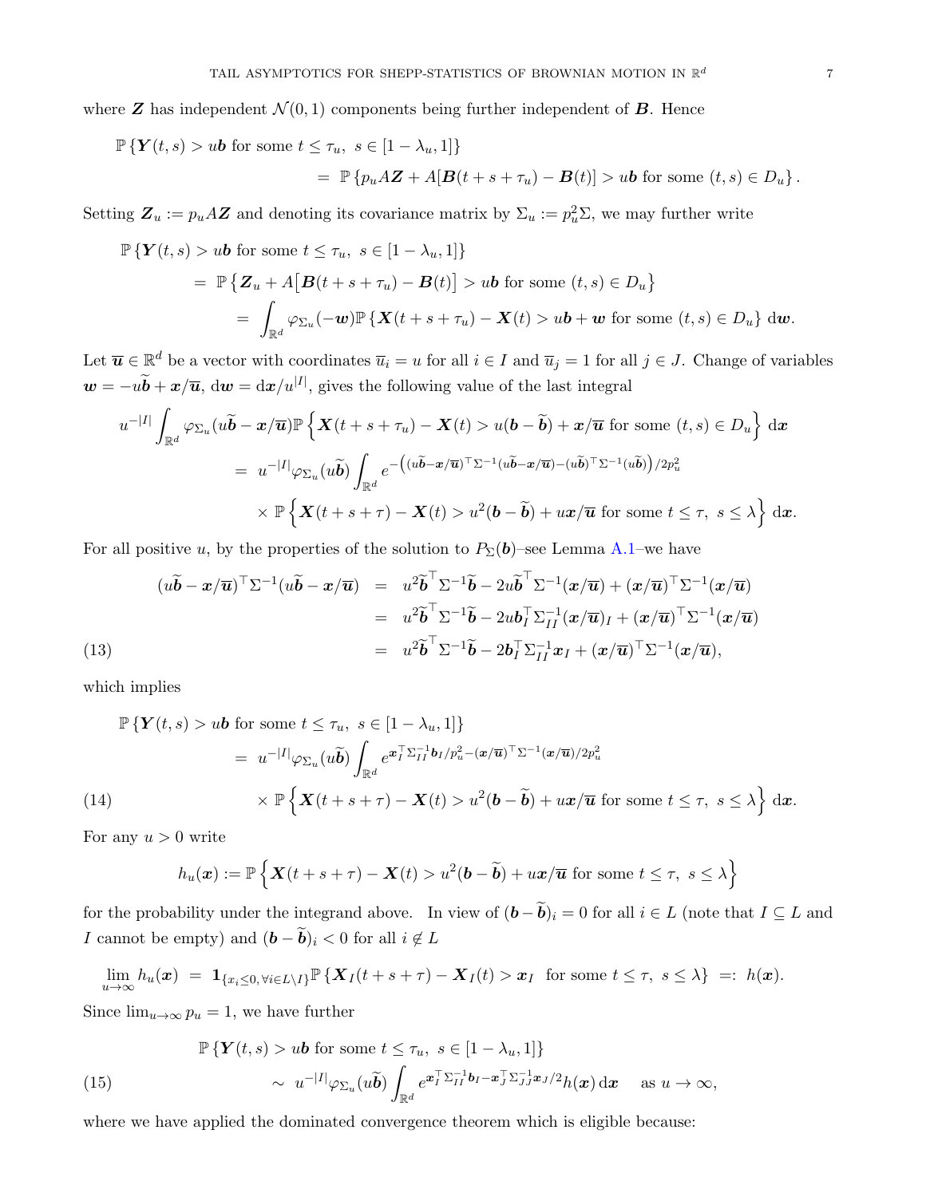where $\boldsymbol{Z}$ has independent $\mathcal{N}(0,1)$ components being further independent of $\boldsymbol{B}$. Hence

$$
\begin{aligned}
&\mathbb{P}\left\{\boldsymbol{Y}(t,s) > u\boldsymbol{b} \text{ for some } t \le \tau_u,\ s \in [1-\lambda_u, 1]\right\} \\
&\qquad\qquad = \mathbb{P}\left\{p_u A\boldsymbol{Z} + A[\boldsymbol{B}(t+s+\tau_u) - \boldsymbol{B}(t)] > u\boldsymbol{b} \text{ for some } (t,s) \in D_u\right\}.
\end{aligned}
$$

Setting $\boldsymbol{Z}_u := p_u A\boldsymbol{Z}$ and denoting its covariance matrix by $\Sigma_u := p_u^2 \Sigma$, we may further write

$$
\begin{aligned}
&\mathbb{P}\left\{\boldsymbol{Y}(t,s) > u\boldsymbol{b} \text{ for some } t \le \tau_u,\ s \in [1-\lambda_u, 1]\right\} \\
&\quad = \mathbb{P}\left\{\boldsymbol{Z}_u + A\big[\boldsymbol{B}(t+s+\tau_u) - \boldsymbol{B}(t)\big] > u\boldsymbol{b} \text{ for some } (t,s) \in D_u\right\} \\
&\quad = \int_{\mathbb{R}^d} \varphi_{\Sigma_u}(-\boldsymbol{w}) \mathbb{P}\left\{\boldsymbol{X}(t+s+\tau_u) - \boldsymbol{X}(t) > u\boldsymbol{b} + \boldsymbol{w} \text{ for some } (t,s) \in D_u\right\} \mathrm{d}\boldsymbol{w}.
\end{aligned}
$$

Let $\overline{\boldsymbol{u}} \in \mathbb{R}^d$ be a vector with coordinates $\overline{u}_i = u$ for all $i \in I$ and $\overline{u}_j = 1$ for all $j \in J$. Change of variables $\boldsymbol{w} = -u\widetilde{\boldsymbol{b}} + \boldsymbol{x}/\overline{\boldsymbol{u}}$, $\mathrm{d}\boldsymbol{w} = \mathrm{d}\boldsymbol{x}/u^{|I|}$, gives the following value of the last integral

$$
\begin{aligned}
&u^{-|I|} \int_{\mathbb{R}^d} \varphi_{\Sigma_u}(u\widetilde{\boldsymbol{b}} - \boldsymbol{x}/\overline{\boldsymbol{u}}) \mathbb{P}\left\{\boldsymbol{X}(t+s+\tau_u) - \boldsymbol{X}(t) > u(\boldsymbol{b} - \widetilde{\boldsymbol{b}}) + \boldsymbol{x}/\overline{\boldsymbol{u}} \text{ for some } (t,s) \in D_u\right\} \mathrm{d}\boldsymbol{x} \\
&\quad = u^{-|I|} \varphi_{\Sigma_u}(u\widetilde{\boldsymbol{b}}) \int_{\mathbb{R}^d} e^{-\left((u\widetilde{\boldsymbol{b}} - \boldsymbol{x}/\overline{\boldsymbol{u}})^\top \Sigma^{-1}(u\widetilde{\boldsymbol{b}} - \boldsymbol{x}/\overline{\boldsymbol{u}}) - (u\widetilde{\boldsymbol{b}})^\top \Sigma^{-1}(u\widetilde{\boldsymbol{b}})\right)/2p_u^2} \\
&\qquad\quad \times \mathbb{P}\left\{\boldsymbol{X}(t+s+\tau) - \boldsymbol{X}(t) > u^2(\boldsymbol{b} - \widetilde{\boldsymbol{b}}) + u\boldsymbol{x}/\overline{\boldsymbol{u}} \text{ for some } t \le \tau,\ s \le \lambda\right\} \mathrm{d}\boldsymbol{x}.
\end{aligned}
$$

For all positive $u$, by the properties of the solution to $P_\Sigma(\boldsymbol{b})$–see Lemma A.1–we have

$$
\begin{aligned}
(u\widetilde{\boldsymbol{b}} - \boldsymbol{x}/\overline{\boldsymbol{u}})^\top \Sigma^{-1}(u\widetilde{\boldsymbol{b}} - \boldsymbol{x}/\overline{\boldsymbol{u}}) &= u^2 \widetilde{\boldsymbol{b}}^\top \Sigma^{-1} \widetilde{\boldsymbol{b}} - 2u\widetilde{\boldsymbol{b}}^\top \Sigma^{-1}(\boldsymbol{x}/\overline{\boldsymbol{u}}) + (\boldsymbol{x}/\overline{\boldsymbol{u}})^\top \Sigma^{-1}(\boldsymbol{x}/\overline{\boldsymbol{u}}) \\
&= u^2 \widetilde{\boldsymbol{b}}^\top \Sigma^{-1} \widetilde{\boldsymbol{b}} - 2u\boldsymbol{b}_I^\top \Sigma_{II}^{-1}(\boldsymbol{x}/\overline{\boldsymbol{u}})_I + (\boldsymbol{x}/\overline{\boldsymbol{u}})^\top \Sigma^{-1}(\boldsymbol{x}/\overline{\boldsymbol{u}}) \\
&= u^2 \widetilde{\boldsymbol{b}}^\top \Sigma^{-1} \widetilde{\boldsymbol{b}} - 2\boldsymbol{b}_I^\top \Sigma_{II}^{-1}\boldsymbol{x}_I + (\boldsymbol{x}/\overline{\boldsymbol{u}})^\top \Sigma^{-1}(\boldsymbol{x}/\overline{\boldsymbol{u}}),
\end{aligned} \tag{13}
$$

which implies

$$
\begin{aligned}
&\mathbb{P}\left\{\boldsymbol{Y}(t,s) > u\boldsymbol{b} \text{ for some } t \le \tau_u,\ s \in [1-\lambda_u, 1]\right\} \\
&\quad = u^{-|I|} \varphi_{\Sigma_u}(u\widetilde{\boldsymbol{b}}) \int_{\mathbb{R}^d} e^{\boldsymbol{x}_I^\top \Sigma_{II}^{-1} \boldsymbol{b}_I / p_u^2 - (\boldsymbol{x}/\overline{\boldsymbol{u}})^\top \Sigma^{-1}(\boldsymbol{x}/\overline{\boldsymbol{u}})/2p_u^2} \\
&\qquad\quad \times \mathbb{P}\left\{\boldsymbol{X}(t+s+\tau) - \boldsymbol{X}(t) > u^2(\boldsymbol{b} - \widetilde{\boldsymbol{b}}) + u\boldsymbol{x}/\overline{\boldsymbol{u}} \text{ for some } t \le \tau,\ s \le \lambda\right\} \mathrm{d}\boldsymbol{x}.
\end{aligned} \tag{14}
$$

For any $u > 0$ write

$$
h_u(\boldsymbol{x}) := \mathbb{P}\left\{\boldsymbol{X}(t+s+\tau) - \boldsymbol{X}(t) > u^2(\boldsymbol{b} - \widetilde{\boldsymbol{b}}) + u\boldsymbol{x}/\overline{\boldsymbol{u}} \text{ for some } t \le \tau,\ s \le \lambda\right\}
$$

for the probability under the integrand above. In view of $(\boldsymbol{b} - \widetilde{\boldsymbol{b}})_i = 0$ for all $i \in L$ (note that $I \subseteq L$ and $I$ cannot be empty) and $(\boldsymbol{b} - \widetilde{\boldsymbol{b}})_i < 0$ for all $i \notin L$

$$
\lim_{u \to \infty} h_u(\boldsymbol{x}) = \mathbf{1}_{\{x_i \le 0, \forall i \in L \setminus I\}} \mathbb{P}\left\{\boldsymbol{X}_I(t+s+\tau) - \boldsymbol{X}_I(t) > \boldsymbol{x}_I \text{ for some } t \le \tau,\ s \le \lambda\right\} =: h(\boldsymbol{x}).
$$

Since $\lim_{u \to \infty} p_u = 1$, we have further

$$
\begin{aligned}
&\mathbb{P}\left\{\boldsymbol{Y}(t,s) > u\boldsymbol{b} \text{ for some } t \le \tau_u,\ s \in [1-\lambda_u, 1]\right\} \\
&\qquad \sim u^{-|I|} \varphi_{\Sigma_u}(u\widetilde{\boldsymbol{b}}) \int_{\mathbb{R}^d} e^{\boldsymbol{x}_I^\top \Sigma_{II}^{-1} \boldsymbol{b}_I - \boldsymbol{x}_J^\top \Sigma_{JJ}^{-1} \boldsymbol{x}_J / 2} h(\boldsymbol{x})\, \mathrm{d}\boldsymbol{x} \quad \text{as } u \to \infty,
\end{aligned} \tag{15}
$$

where we have applied the dominated convergence theorem which is eligible because: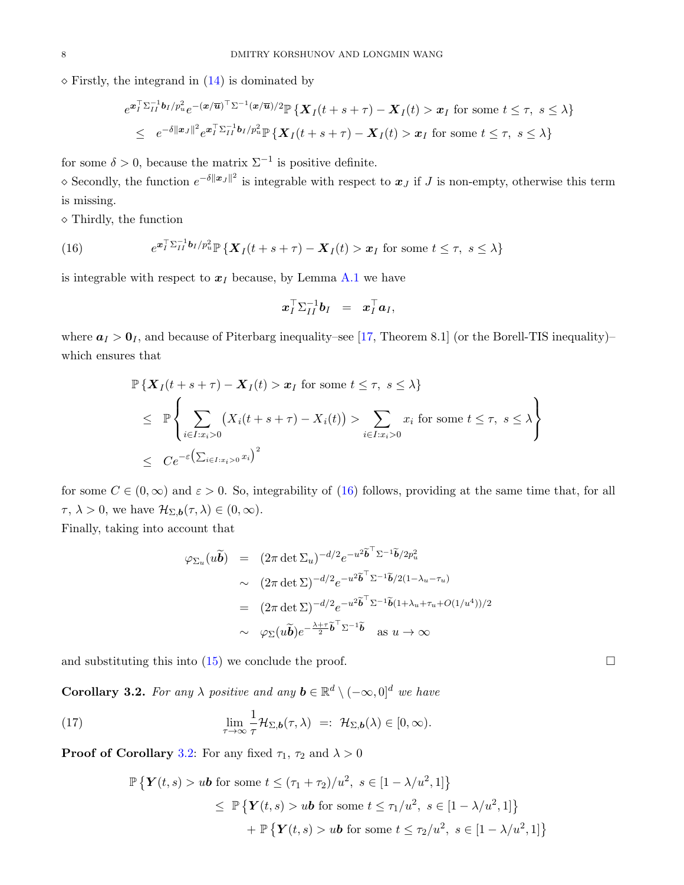$\diamond$ Firstly, the integrand in (14) is dominated by

$$
\begin{aligned}
& e^{\boldsymbol{x}_I^\top \Sigma_{II}^{-1} \boldsymbol{b}_I / p_u^2} e^{-(\boldsymbol{x}/\overline{\boldsymbol{u}})^\top \Sigma^{-1} (\boldsymbol{x}/\overline{\boldsymbol{u}})/2} \mathbb{P}\left\{\boldsymbol{X}_I(t+s+\tau) - \boldsymbol{X}_I(t) > \boldsymbol{x}_I \text{ for some } t \le \tau,\ s \le \lambda\right\} \\
& \quad \le \quad e^{-\delta \|\boldsymbol{x}_J\|^2} e^{\boldsymbol{x}_I^\top \Sigma_{II}^{-1} \boldsymbol{b}_I / p_u^2} \mathbb{P}\left\{\boldsymbol{X}_I(t+s+\tau) - \boldsymbol{X}_I(t) > \boldsymbol{x}_I \text{ for some } t \le \tau,\ s \le \lambda\right\}
\end{aligned}
$$

for some $\delta > 0$, because the matrix $\Sigma^{-1}$ is positive definite.

$\diamond$ Secondly, the function $e^{-\delta\|\boldsymbol{x}_J\|^2}$ is integrable with respect to $\boldsymbol{x}_J$ if $J$ is non-empty, otherwise this term is missing.

$\diamond$ Thirdly, the function

$$
e^{\boldsymbol{x}_I^\top \Sigma_{II}^{-1} \boldsymbol{b}_I / p_u^2} \mathbb{P}\left\{\boldsymbol{X}_I(t+s+\tau) - \boldsymbol{X}_I(t) > \boldsymbol{x}_I \text{ for some } t \le \tau,\ s \le \lambda\right\} \tag{16}
$$

is integrable with respect to $\boldsymbol{x}_I$ because, by Lemma A.1 we have

$$
\boldsymbol{x}_I^\top \Sigma_{II}^{-1} \boldsymbol{b}_I \quad = \quad \boldsymbol{x}_I^\top \boldsymbol{a}_I,
$$

where $\boldsymbol{a}_I > \boldsymbol{0}_I$, and because of Piterbarg inequality–see [17, Theorem 8.1] (or the Borell-TIS inequality)–which ensures that

$$
\begin{aligned}
& \mathbb{P}\left\{\boldsymbol{X}_I(t+s+\tau) - \boldsymbol{X}_I(t) > \boldsymbol{x}_I \text{ for some } t \le \tau,\ s \le \lambda\right\} \\
& \quad \le \quad \mathbb{P}\left\{\sum_{i \in I: x_i > 0} \big(X_i(t+s+\tau) - X_i(t)\big) > \sum_{i \in I: x_i > 0} x_i \text{ for some } t \le \tau,\ s \le \lambda\right\} \\
& \quad \le \quad C e^{-\varepsilon\left(\sum_{i \in I: x_i > 0} x_i\right)^2}
\end{aligned}
$$

for some $C \in (0, \infty)$ and $\varepsilon > 0$. So, integrability of (16) follows, providing at the same time that, for all $\tau$, $\lambda > 0$, we have $\mathcal{H}_{\Sigma, \boldsymbol{b}}(\tau, \lambda) \in (0, \infty)$.

Finally, taking into account that

$$
\begin{aligned}
\varphi_{\Sigma_u}(u\widetilde{\boldsymbol{b}}) & = (2\pi \det \Sigma_u)^{-d/2} e^{-u^2 \widetilde{\boldsymbol{b}}^\top \Sigma^{-1} \widetilde{\boldsymbol{b}} / 2p_u^2} \\
& \sim (2\pi \det \Sigma)^{-d/2} e^{-u^2 \widetilde{\boldsymbol{b}}^\top \Sigma^{-1} \widetilde{\boldsymbol{b}} / 2(1-\lambda_u-\tau_u)} \\
& = (2\pi \det \Sigma)^{-d/2} e^{-u^2 \widetilde{\boldsymbol{b}}^\top \Sigma^{-1} \widetilde{\boldsymbol{b}} (1+\lambda_u+\tau_u+O(1/u^4))/2} \\
& \sim \varphi_\Sigma(u\widetilde{\boldsymbol{b}}) e^{-\frac{\lambda+\tau}{2} \widetilde{\boldsymbol{b}}^\top \Sigma^{-1} \widetilde{\boldsymbol{b}}} \quad \text{as } u \to \infty
\end{aligned}
$$

and substituting this into (15) we conclude the proof. $\square$

**Corollary 3.2.** *For any $\lambda$ positive and any $\boldsymbol{b} \in \mathbb{R}^d \setminus (-\infty, 0]^d$ we have*

$$
\lim_{\tau \to \infty} \frac{1}{\tau} \mathcal{H}_{\Sigma, \boldsymbol{b}}(\tau, \lambda) \ =: \ \mathcal{H}_{\Sigma, \boldsymbol{b}}(\lambda) \in [0, \infty). \tag{17}
$$

**Proof of Corollary 3.2**: For any fixed $\tau_1$, $\tau_2$ and $\lambda > 0$

$$
\begin{aligned}
& \mathbb{P}\left\{\boldsymbol{Y}(t,s) > u\boldsymbol{b} \text{ for some } t \le (\tau_1+\tau_2)/u^2,\ s \in [1-\lambda/u^2, 1]\right\} \\
& \qquad \le \ \mathbb{P}\left\{\boldsymbol{Y}(t,s) > u\boldsymbol{b} \text{ for some } t \le \tau_1/u^2,\ s \in [1-\lambda/u^2, 1]\right\} \\
& \qquad\qquad + \mathbb{P}\left\{\boldsymbol{Y}(t,s) > u\boldsymbol{b} \text{ for some } t \le \tau_2/u^2,\ s \in [1-\lambda/u^2, 1]\right\}
\end{aligned}
$$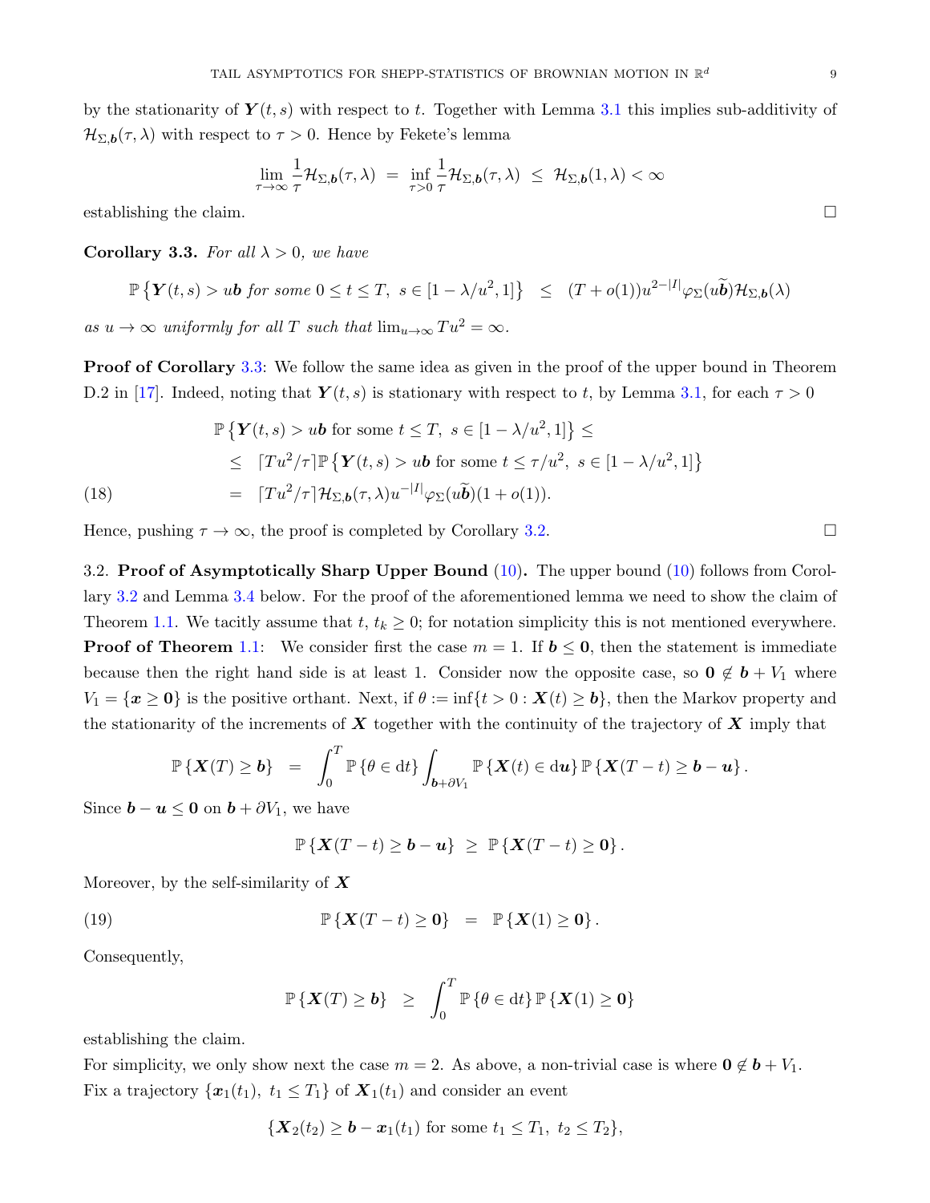by the stationarity of $\boldsymbol{Y}(t,s)$ with respect to $t$. Together with Lemma 3.1 this implies sub-additivity of $\mathcal{H}_{\Sigma,\boldsymbol{b}}(\tau,\lambda)$ with respect to $\tau > 0$. Hence by Fekete's lemma

$$\lim_{\tau\to\infty} \frac{1}{\tau}\mathcal{H}_{\Sigma,\boldsymbol{b}}(\tau,\lambda) \;=\; \inf_{\tau>0}\frac{1}{\tau}\mathcal{H}_{\Sigma,\boldsymbol{b}}(\tau,\lambda) \;\le\; \mathcal{H}_{\Sigma,\boldsymbol{b}}(1,\lambda) < \infty$$

establishing the claim. □

**Corollary 3.3.** *For all $\lambda > 0$, we have*

$$\mathbb{P}\left\{\boldsymbol{Y}(t,s) > u\boldsymbol{b} \text{ for some } 0 \le t \le T,\ s \in [1-\lambda/u^2, 1]\right\} \;\le\; (T + o(1))u^{2-|I|}\varphi_\Sigma(u\widetilde{\boldsymbol{b}})\mathcal{H}_{\Sigma,\boldsymbol{b}}(\lambda)$$

*as $u \to \infty$ uniformly for all $T$ such that $\lim_{u\to\infty} Tu^2 = \infty$.*

**Proof of Corollary 3.3**: We follow the same idea as given in the proof of the upper bound in Theorem D.2 in [17]. Indeed, noting that $\boldsymbol{Y}(t,s)$ is stationary with respect to $t$, by Lemma 3.1, for each $\tau > 0$

$$\begin{aligned}
&\mathbb{P}\left\{\boldsymbol{Y}(t,s) > u\boldsymbol{b} \text{ for some } t \le T,\ s \in [1-\lambda/u^2, 1]\right\} \le \\
&\quad\le \lceil Tu^2/\tau\rceil \mathbb{P}\left\{\boldsymbol{Y}(t,s) > u\boldsymbol{b} \text{ for some } t \le \tau/u^2,\ s \in [1-\lambda/u^2, 1]\right\} \\
&\quad= \lceil Tu^2/\tau\rceil \mathcal{H}_{\Sigma,\boldsymbol{b}}(\tau,\lambda) u^{-|I|}\varphi_\Sigma(u\widetilde{\boldsymbol{b}})(1 + o(1)).
\end{aligned} \tag{18}$$

Hence, pushing $\tau \to \infty$, the proof is completed by Corollary 3.2. □

3.2. **Proof of Asymptotically Sharp Upper Bound (10).** The upper bound (10) follows from Corollary 3.2 and Lemma 3.4 below. For the proof of the aforementioned lemma we need to show the claim of Theorem 1.1. We tacitly assume that $t$, $t_k \ge 0$; for notation simplicity this is not mentioned everywhere.

**Proof of Theorem 1.1**: We consider first the case $m = 1$. If $\boldsymbol{b} \le \boldsymbol{0}$, then the statement is immediate because then the right hand side is at least 1. Consider now the opposite case, so $\boldsymbol{0} \notin \boldsymbol{b} + V_1$ where $V_1 = \{\boldsymbol{x} \ge \boldsymbol{0}\}$ is the positive orthant. Next, if $\theta := \inf\{t > 0 : \boldsymbol{X}(t) \ge \boldsymbol{b}\}$, then the Markov property and the stationarity of the increments of $\boldsymbol{X}$ together with the continuity of the trajectory of $\boldsymbol{X}$ imply that

$$\mathbb{P}\left\{\boldsymbol{X}(T) \ge \boldsymbol{b}\right\} \;=\; \int_0^T \mathbb{P}\left\{\theta \in \mathrm{d}t\right\} \int_{\boldsymbol{b}+\partial V_1} \mathbb{P}\left\{\boldsymbol{X}(t) \in \mathrm{d}\boldsymbol{u}\right\} \mathbb{P}\left\{\boldsymbol{X}(T-t) \ge \boldsymbol{b} - \boldsymbol{u}\right\}.$$

Since $\boldsymbol{b} - \boldsymbol{u} \le \boldsymbol{0}$ on $\boldsymbol{b} + \partial V_1$, we have

$$\mathbb{P}\left\{\boldsymbol{X}(T-t) \ge \boldsymbol{b} - \boldsymbol{u}\right\} \;\ge\; \mathbb{P}\left\{\boldsymbol{X}(T-t) \ge \boldsymbol{0}\right\}.$$

Moreover, by the self-similarity of $\boldsymbol{X}$

$$\mathbb{P}\left\{\boldsymbol{X}(T-t) \ge \boldsymbol{0}\right\} \;=\; \mathbb{P}\left\{\boldsymbol{X}(1) \ge \boldsymbol{0}\right\}. \tag{19}$$

Consequently,

$$\mathbb{P}\left\{\boldsymbol{X}(T) \ge \boldsymbol{b}\right\} \;\ge\; \int_0^T \mathbb{P}\left\{\theta \in \mathrm{d}t\right\} \mathbb{P}\left\{\boldsymbol{X}(1) \ge \boldsymbol{0}\right\}$$

establishing the claim.

For simplicity, we only show next the case $m = 2$. As above, a non-trivial case is where $\boldsymbol{0} \notin \boldsymbol{b} + V_1$. Fix a trajectory $\{\boldsymbol{x}_1(t_1),\ t_1 \le T_1\}$ of $\boldsymbol{X}_1(t_1)$ and consider an event

$$\{\boldsymbol{X}_2(t_2) \ge \boldsymbol{b} - \boldsymbol{x}_1(t_1) \text{ for some } t_1 \le T_1,\ t_2 \le T_2\},$$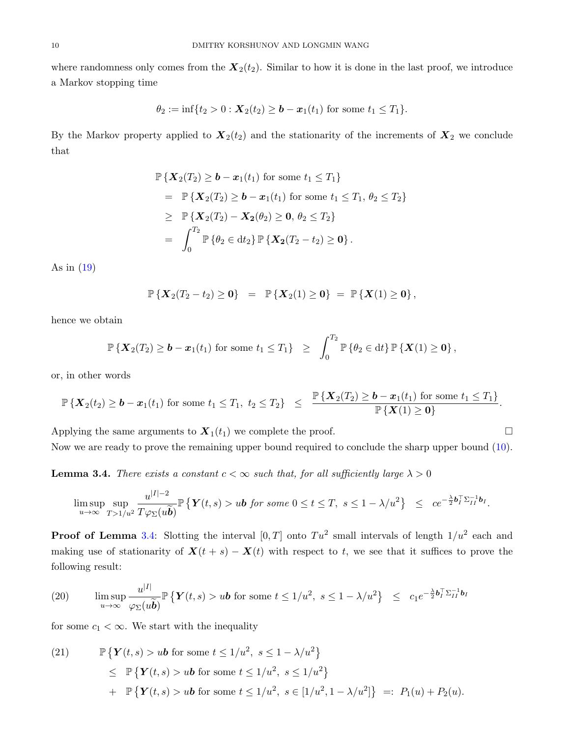where randomness only comes from the $\boldsymbol{X}_2(t_2)$. Similar to how it is done in the last proof, we introduce a Markov stopping time

$$\theta_2 := \inf\{t_2 > 0 : \boldsymbol{X}_2(t_2) \geq \boldsymbol{b} - \boldsymbol{x}_1(t_1) \text{ for some } t_1 \leq T_1\}.$$

By the Markov property applied to $\boldsymbol{X}_2(t_2)$ and the stationarity of the increments of $\boldsymbol{X}_2$ we conclude that

$$\begin{aligned}
&\mathbb{P}\{\boldsymbol{X}_2(T_2) \geq \boldsymbol{b} - \boldsymbol{x}_1(t_1) \text{ for some } t_1 \leq T_1\} \\
&\quad = \mathbb{P}\{\boldsymbol{X}_2(T_2) \geq \boldsymbol{b} - \boldsymbol{x}_1(t_1) \text{ for some } t_1 \leq T_1,\ \theta_2 \leq T_2\} \\
&\quad \geq \mathbb{P}\{\boldsymbol{X}_2(T_2) - \boldsymbol{X}_2(\theta_2) \geq \boldsymbol{0},\ \theta_2 \leq T_2\} \\
&\quad = \int_0^{T_2} \mathbb{P}\{\theta_2 \in \mathrm{d}t_2\}\, \mathbb{P}\{\boldsymbol{X}_2(T_2 - t_2) \geq \boldsymbol{0}\}.
\end{aligned}$$

As in (19)

$$\mathbb{P}\{\boldsymbol{X}_2(T_2 - t_2) \geq \boldsymbol{0}\} \;=\; \mathbb{P}\{\boldsymbol{X}_2(1) \geq \boldsymbol{0}\} \;=\; \mathbb{P}\{\boldsymbol{X}(1) \geq \boldsymbol{0}\},$$

hence we obtain

$$\mathbb{P}\{\boldsymbol{X}_2(T_2) \geq \boldsymbol{b} - \boldsymbol{x}_1(t_1) \text{ for some } t_1 \leq T_1\} \;\geq\; \int_0^{T_2} \mathbb{P}\{\theta_2 \in \mathrm{d}t\}\, \mathbb{P}\{\boldsymbol{X}(1) \geq \boldsymbol{0}\},$$

or, in other words

$$\mathbb{P}\{\boldsymbol{X}_2(t_2) \geq \boldsymbol{b} - \boldsymbol{x}_1(t_1) \text{ for some } t_1 \leq T_1,\ t_2 \leq T_2\} \;\leq\; \frac{\mathbb{P}\{\boldsymbol{X}_2(T_2) \geq \boldsymbol{b} - \boldsymbol{x}_1(t_1) \text{ for some } t_1 \leq T_1\}}{\mathbb{P}\{\boldsymbol{X}(1) \geq \boldsymbol{0}\}}.$$

Applying the same arguments to $\boldsymbol{X}_1(t_1)$ we complete the proof. $\square$

Now we are ready to prove the remaining upper bound required to conclude the sharp upper bound (10).

**Lemma 3.4.** *There exists a constant $c < \infty$ such that, for all sufficiently large $\lambda > 0$*

$$\limsup_{u\to\infty} \sup_{T > 1/u^2} \frac{u^{|I|-2}}{T\varphi_\Sigma(u\widetilde{\boldsymbol{b}})} \mathbb{P}\left\{\boldsymbol{Y}(t,s) > u\boldsymbol{b} \text{ for some } 0 \leq t \leq T,\ s \leq 1 - \lambda/u^2\right\} \;\leq\; c e^{-\frac{\lambda}{2}\boldsymbol{b}_I^\top \Sigma_{II}^{-1} \boldsymbol{b}_I}.$$

**Proof of Lemma 3.4**: Slotting the interval $[0,T]$ onto $Tu^2$ small intervals of length $1/u^2$ each and making use of stationarity of $\boldsymbol{X}(t+s) - \boldsymbol{X}(t)$ with respect to $t$, we see that it suffices to prove the following result:

$$\limsup_{u\to\infty} \frac{u^{|I|}}{\varphi_\Sigma(u\widetilde{\boldsymbol{b}})} \mathbb{P}\left\{\boldsymbol{Y}(t,s) > u\boldsymbol{b} \text{ for some } t \leq 1/u^2,\ s \leq 1 - \lambda/u^2\right\} \;\leq\; c_1 e^{-\frac{\lambda}{2}\boldsymbol{b}_I^\top \Sigma_{II}^{-1} \boldsymbol{b}_I} \tag{20}$$

for some $c_1 < \infty$. We start with the inequality

$$\begin{aligned}
&\mathbb{P}\left\{\boldsymbol{Y}(t,s) > u\boldsymbol{b} \text{ for some } t \leq 1/u^2,\ s \leq 1 - \lambda/u^2\right\} \\
&\quad \leq \mathbb{P}\left\{\boldsymbol{Y}(t,s) > u\boldsymbol{b} \text{ for some } t \leq 1/u^2,\ s \leq 1/u^2\right\} \\
&\quad + \mathbb{P}\left\{\boldsymbol{Y}(t,s) > u\boldsymbol{b} \text{ for some } t \leq 1/u^2,\ s \in [1/u^2, 1 - \lambda/u^2]\right\} \;=:\; P_1(u) + P_2(u).
\end{aligned} \tag{21}$$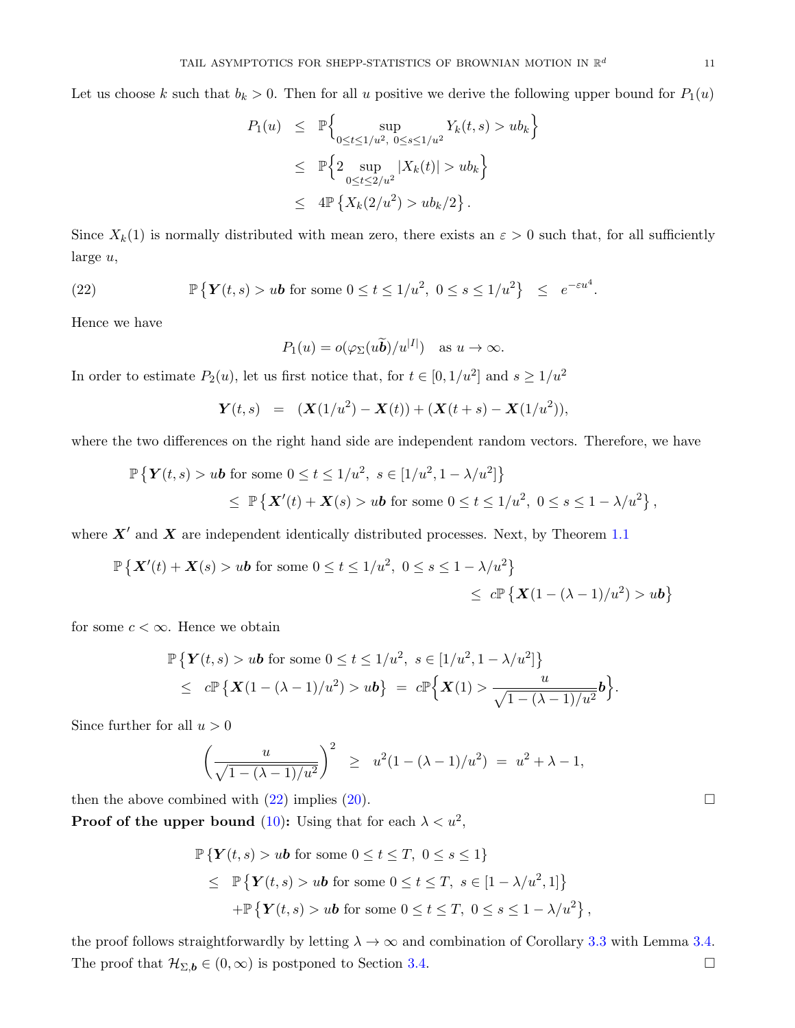Let us choose $k$ such that $b_k > 0$. Then for all $u$ positive we derive the following upper bound for $P_1(u)$

$$
\begin{aligned}
P_1(u) &\leq \mathbb{P}\Big\{ \sup_{0\leq t\leq 1/u^2,\ 0\leq s\leq 1/u^2} Y_k(t,s) > ub_k \Big\} \\
&\leq \mathbb{P}\Big\{ 2 \sup_{0\leq t\leq 2/u^2} |X_k(t)| > ub_k \Big\} \\
&\leq 4\mathbb{P}\left\{ X_k(2/u^2) > ub_k/2 \right\}.
\end{aligned}
$$

Since $X_k(1)$ is normally distributed with mean zero, there exists an $\varepsilon > 0$ such that, for all sufficiently large $u$,

$$
\mathbb{P}\left\{ \boldsymbol{Y}(t,s) > u\boldsymbol{b} \text{ for some } 0\leq t\leq 1/u^2,\ 0\leq s\leq 1/u^2 \right\} \ \leq\ e^{-\varepsilon u^4}. \tag{22}
$$

Hence we have

$$
P_1(u) = o(\varphi_\Sigma(u\widetilde{\boldsymbol{b}})/u^{|I|}) \quad \text{as } u\to\infty.
$$

In order to estimate $P_2(u)$, let us first notice that, for $t\in[0,1/u^2]$ and $s\geq 1/u^2$

$$
\boldsymbol{Y}(t,s) \ = \ (\boldsymbol{X}(1/u^2) - \boldsymbol{X}(t)) + (\boldsymbol{X}(t+s) - \boldsymbol{X}(1/u^2)),
$$

where the two differences on the right hand side are independent random vectors. Therefore, we have

$$
\begin{aligned}
&\mathbb{P}\left\{ \boldsymbol{Y}(t,s) > u\boldsymbol{b} \text{ for some } 0\leq t\leq 1/u^2,\ s\in[1/u^2, 1-\lambda/u^2] \right\} \\
&\qquad \leq\ \mathbb{P}\left\{ \boldsymbol{X}'(t) + \boldsymbol{X}(s) > u\boldsymbol{b} \text{ for some } 0\leq t\leq 1/u^2,\ 0\leq s\leq 1-\lambda/u^2 \right\},
\end{aligned}
$$

where $\boldsymbol{X}'$ and $\boldsymbol{X}$ are independent identically distributed processes. Next, by Theorem 1.1

$$
\begin{aligned}
&\mathbb{P}\left\{ \boldsymbol{X}'(t) + \boldsymbol{X}(s) > u\boldsymbol{b} \text{ for some } 0\leq t\leq 1/u^2,\ 0\leq s\leq 1-\lambda/u^2 \right\} \\
&\qquad\qquad \leq\ c\mathbb{P}\left\{ \boldsymbol{X}(1-(\lambda-1)/u^2) > u\boldsymbol{b} \right\}
\end{aligned}
$$

for some $c<\infty$. Hence we obtain

$$
\begin{aligned}
&\mathbb{P}\left\{ \boldsymbol{Y}(t,s) > u\boldsymbol{b} \text{ for some } 0\leq t\leq 1/u^2,\ s\in[1/u^2, 1-\lambda/u^2] \right\} \\
&\quad \leq\ c\mathbb{P}\left\{ \boldsymbol{X}(1-(\lambda-1)/u^2) > u\boldsymbol{b} \right\} \ = \ c\mathbb{P}\Big\{ \boldsymbol{X}(1) > \frac{u}{\sqrt{1-(\lambda-1)/u^2}}\boldsymbol{b} \Big\}.
\end{aligned}
$$

Since further for all $u>0$

$$
\left( \frac{u}{\sqrt{1-(\lambda-1)/u^2}} \right)^2 \ \geq\ u^2(1-(\lambda-1)/u^2) \ = \ u^2+\lambda-1,
$$

then the above combined with (22) implies (20). $\square$

**Proof of the upper bound (10):** Using that for each $\lambda < u^2$,

$$
\begin{aligned}
&\mathbb{P}\left\{ \boldsymbol{Y}(t,s) > u\boldsymbol{b} \text{ for some } 0\leq t\leq T,\ 0\leq s\leq 1 \right\} \\
&\quad \leq\ \mathbb{P}\left\{ \boldsymbol{Y}(t,s) > u\boldsymbol{b} \text{ for some } 0\leq t\leq T,\ s\in[1-\lambda/u^2, 1] \right\} \\
&\qquad + \mathbb{P}\left\{ \boldsymbol{Y}(t,s) > u\boldsymbol{b} \text{ for some } 0\leq t\leq T,\ 0\leq s\leq 1-\lambda/u^2 \right\},
\end{aligned}
$$

the proof follows straightforwardly by letting $\lambda\to\infty$ and combination of Corollary 3.3 with Lemma 3.4. The proof that $\mathcal{H}_{\Sigma,\boldsymbol{b}}\in(0,\infty)$ is postponed to Section 3.4. $\square$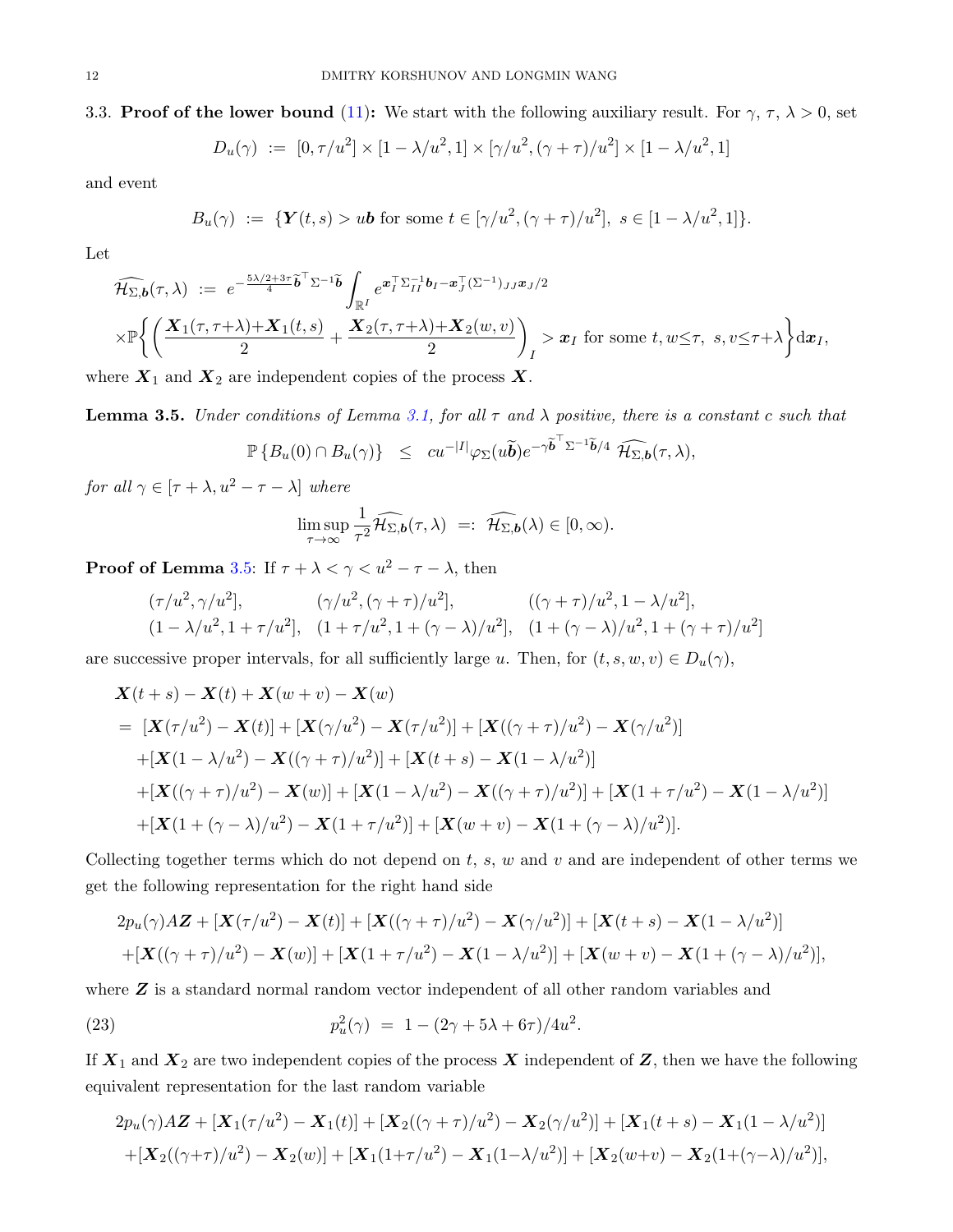### 3.3. Proof of the lower bound (11):

We start with the following auxiliary result. For $\gamma$, $\tau$, $\lambda > 0$, set

$$D_u(\gamma) \ := \ [0, \tau/u^2] \times [1-\lambda/u^2, 1] \times [\gamma/u^2, (\gamma+\tau)/u^2] \times [1-\lambda/u^2, 1]$$

and event

$$B_u(\gamma) \ := \ \{\boldsymbol{Y}(t,s) > u\boldsymbol{b} \text{ for some } t \in [\gamma/u^2, (\gamma+\tau)/u^2],\ s \in [1-\lambda/u^2, 1]\}.$$

Let

$$\begin{aligned}
\widehat{\mathcal{H}_{\Sigma,\boldsymbol{b}}}(\tau,\lambda) \ &:= \ e^{-\frac{5\lambda/2+3\tau}{4}\widetilde{\boldsymbol{b}}^\top \Sigma^{-1}\widetilde{\boldsymbol{b}}} \int_{\mathbb{R}^I} e^{\boldsymbol{x}_I^\top \Sigma_{II}^{-1}\boldsymbol{b}_I - \boldsymbol{x}_J^\top (\Sigma^{-1})_{JJ}\boldsymbol{x}_J/2} \\
&\times \mathbb{P}\bigg\{ \bigg( \frac{\boldsymbol{X}_1(\tau,\tau+\lambda)+\boldsymbol{X}_1(t,s)}{2} + \frac{\boldsymbol{X}_2(\tau,\tau+\lambda)+\boldsymbol{X}_2(w,v)}{2} \bigg)_I > \boldsymbol{x}_I \text{ for some } t, w \le \tau,\ s, v \le \tau+\lambda \bigg\} \mathrm{d}\boldsymbol{x}_I,
\end{aligned}$$

where $\boldsymbol{X}_1$ and $\boldsymbol{X}_2$ are independent copies of the process $\boldsymbol{X}$.

**Lemma 3.5.** *Under conditions of Lemma 3.1, for all $\tau$ and $\lambda$ positive, there is a constant $c$ such that*

$$\mathbb{P}\{B_u(0) \cap B_u(\gamma)\} \ \le \ c u^{-|I|}\varphi_\Sigma(u\widetilde{\boldsymbol{b}}) e^{-\gamma\widetilde{\boldsymbol{b}}^\top \Sigma^{-1}\widetilde{\boldsymbol{b}}/4}\ \widehat{\mathcal{H}_{\Sigma,\boldsymbol{b}}}(\tau,\lambda),$$

*for all $\gamma \in [\tau+\lambda, u^2-\tau-\lambda]$ where*

$$\limsup_{\tau\to\infty} \frac{1}{\tau^2}\widehat{\mathcal{H}_{\Sigma,\boldsymbol{b}}}(\tau,\lambda) \ =: \ \widehat{\mathcal{H}_{\Sigma,\boldsymbol{b}}}(\lambda) \in [0,\infty).$$

**Proof of Lemma 3.5**: If $\tau+\lambda < \gamma < u^2-\tau-\lambda$, then

$$\begin{array}{lll}
(\tau/u^2, \gamma/u^2], & (\gamma/u^2, (\gamma+\tau)/u^2], & ((\gamma+\tau)/u^2, 1-\lambda/u^2], \\
(1-\lambda/u^2, 1+\tau/u^2], & (1+\tau/u^2, 1+(\gamma-\lambda)/u^2], & (1+(\gamma-\lambda)/u^2, 1+(\gamma+\tau)/u^2]
\end{array}$$

are successive proper intervals, for all sufficiently large $u$. Then, for $(t,s,w,v) \in D_u(\gamma)$,

$$\begin{aligned}
&\boldsymbol{X}(t+s) - \boldsymbol{X}(t) + \boldsymbol{X}(w+v) - \boldsymbol{X}(w) \\
&= \ [\boldsymbol{X}(\tau/u^2) - \boldsymbol{X}(t)] + [\boldsymbol{X}(\gamma/u^2) - \boldsymbol{X}(\tau/u^2)] + [\boldsymbol{X}((\gamma+\tau)/u^2) - \boldsymbol{X}(\gamma/u^2)] \\
&\quad + [\boldsymbol{X}(1-\lambda/u^2) - \boldsymbol{X}((\gamma+\tau)/u^2)] + [\boldsymbol{X}(t+s) - \boldsymbol{X}(1-\lambda/u^2)] \\
&\quad + [\boldsymbol{X}((\gamma+\tau)/u^2) - \boldsymbol{X}(w)] + [\boldsymbol{X}(1-\lambda/u^2) - \boldsymbol{X}((\gamma+\tau)/u^2)] + [\boldsymbol{X}(1+\tau/u^2) - \boldsymbol{X}(1-\lambda/u^2)] \\
&\quad + [\boldsymbol{X}(1+(\gamma-\lambda)/u^2) - \boldsymbol{X}(1+\tau/u^2)] + [\boldsymbol{X}(w+v) - \boldsymbol{X}(1+(\gamma-\lambda)/u^2)].
\end{aligned}$$

Collecting together terms which do not depend on $t$, $s$, $w$ and $v$ and are independent of other terms we get the following representation for the right hand side

$$\begin{aligned}
&2p_u(\gamma)A\boldsymbol{Z} + [\boldsymbol{X}(\tau/u^2) - \boldsymbol{X}(t)] + [\boldsymbol{X}((\gamma+\tau)/u^2) - \boldsymbol{X}(\gamma/u^2)] + [\boldsymbol{X}(t+s) - \boldsymbol{X}(1-\lambda/u^2)] \\
&\quad + [\boldsymbol{X}((\gamma+\tau)/u^2) - \boldsymbol{X}(w)] + [\boldsymbol{X}(1+\tau/u^2) - \boldsymbol{X}(1-\lambda/u^2)] + [\boldsymbol{X}(w+v) - \boldsymbol{X}(1+(\gamma-\lambda)/u^2)],
\end{aligned}$$

where $\boldsymbol{Z}$ is a standard normal random vector independent of all other random variables and

$$p_u^2(\gamma) \ = \ 1 - (2\gamma+5\lambda+6\tau)/4u^2. \tag{23}$$

If $\boldsymbol{X}_1$ and $\boldsymbol{X}_2$ are two independent copies of the process $\boldsymbol{X}$ independent of $\boldsymbol{Z}$, then we have the following equivalent representation for the last random variable

$$\begin{aligned}
&2p_u(\gamma)A\boldsymbol{Z} + [\boldsymbol{X}_1(\tau/u^2) - \boldsymbol{X}_1(t)] + [\boldsymbol{X}_2((\gamma+\tau)/u^2) - \boldsymbol{X}_2(\gamma/u^2)] + [\boldsymbol{X}_1(t+s) - \boldsymbol{X}_1(1-\lambda/u^2)] \\
&\quad + [\boldsymbol{X}_2((\gamma+\tau)/u^2) - \boldsymbol{X}_2(w)] + [\boldsymbol{X}_1(1+\tau/u^2) - \boldsymbol{X}_1(1-\lambda/u^2)] + [\boldsymbol{X}_2(w+v) - \boldsymbol{X}_2(1+(\gamma-\lambda)/u^2)],
\end{aligned}$$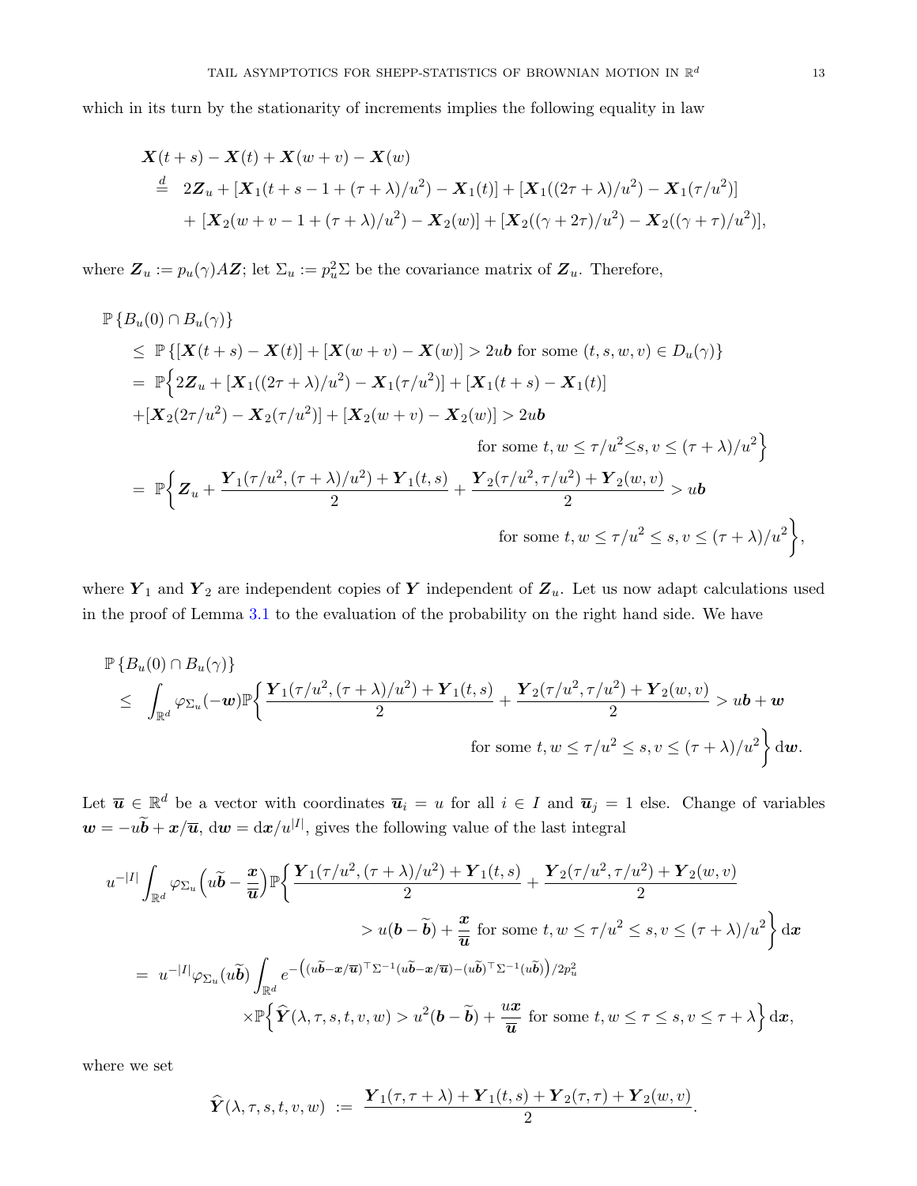which in its turn by the stationarity of increments implies the following equality in law

$$
\begin{aligned}
&\boldsymbol{X}(t+s)-\boldsymbol{X}(t)+\boldsymbol{X}(w+v)-\boldsymbol{X}(w)\\
&\overset{d}{=}\ 2\boldsymbol{Z}_u+[\boldsymbol{X}_1(t+s-1+(\tau+\lambda)/u^2)-\boldsymbol{X}_1(t)]+[\boldsymbol{X}_1((2\tau+\lambda)/u^2)-\boldsymbol{X}_1(\tau/u^2)]\\
&\quad+[\boldsymbol{X}_2(w+v-1+(\tau+\lambda)/u^2)-\boldsymbol{X}_2(w)]+[\boldsymbol{X}_2((\gamma+2\tau)/u^2)-\boldsymbol{X}_2((\gamma+\tau)/u^2)],
\end{aligned}
$$

where $\boldsymbol{Z}_u := p_u(\gamma)A\boldsymbol{Z}$; let $\Sigma_u := p_u^2\Sigma$ be the covariance matrix of $\boldsymbol{Z}_u$. Therefore,

$$
\begin{aligned}
&\mathbb{P}\left\{B_u(0)\cap B_u(\gamma)\right\}\\
&\le\ \mathbb{P}\left\{[\boldsymbol{X}(t+s)-\boldsymbol{X}(t)]+[\boldsymbol{X}(w+v)-\boldsymbol{X}(w)]>2u\boldsymbol{b}\text{ for some }(t,s,w,v)\in D_u(\gamma)\right\}\\
&=\ \mathbb{P}\Big\{2\boldsymbol{Z}_u+[\boldsymbol{X}_1((2\tau+\lambda)/u^2)-\boldsymbol{X}_1(\tau/u^2)]+[\boldsymbol{X}_1(t+s)-\boldsymbol{X}_1(t)]\\
&\quad+[\boldsymbol{X}_2(2\tau/u^2)-\boldsymbol{X}_2(\tau/u^2)]+[\boldsymbol{X}_2(w+v)-\boldsymbol{X}_2(w)]>2u\boldsymbol{b}\\
&\qquad\qquad\qquad\qquad\qquad\qquad\text{for some } t,w\le\tau/u^2\le s,v\le(\tau+\lambda)/u^2\Big\}\\
&=\ \mathbb{P}\Big\{\boldsymbol{Z}_u+\frac{\boldsymbol{Y}_1(\tau/u^2,(\tau+\lambda)/u^2)+\boldsymbol{Y}_1(t,s)}{2}+\frac{\boldsymbol{Y}_2(\tau/u^2,\tau/u^2)+\boldsymbol{Y}_2(w,v)}{2}>u\boldsymbol{b}\\
&\qquad\qquad\qquad\qquad\qquad\qquad\text{for some } t,w\le\tau/u^2\le s,v\le(\tau+\lambda)/u^2\Big\},
\end{aligned}
$$

where $\boldsymbol{Y}_1$ and $\boldsymbol{Y}_2$ are independent copies of $\boldsymbol{Y}$ independent of $\boldsymbol{Z}_u$. Let us now adapt calculations used in the proof of Lemma 3.1 to the evaluation of the probability on the right hand side. We have

$$
\begin{aligned}
&\mathbb{P}\left\{B_u(0)\cap B_u(\gamma)\right\}\\
&\le\ \int_{\mathbb{R}^d}\varphi_{\Sigma_u}(-\boldsymbol{w})\mathbb{P}\Big\{\frac{\boldsymbol{Y}_1(\tau/u^2,(\tau+\lambda)/u^2)+\boldsymbol{Y}_1(t,s)}{2}+\frac{\boldsymbol{Y}_2(\tau/u^2,\tau/u^2)+\boldsymbol{Y}_2(w,v)}{2}>u\boldsymbol{b}+\boldsymbol{w}\\
&\qquad\qquad\qquad\qquad\qquad\qquad\text{for some } t,w\le\tau/u^2\le s,v\le(\tau+\lambda)/u^2\Big\}\,\mathrm{d}\boldsymbol{w}.
\end{aligned}
$$

Let $\overline{\boldsymbol{u}}\in\mathbb{R}^d$ be a vector with coordinates $\overline{\boldsymbol{u}}_i=u$ for all $i\in I$ and $\overline{\boldsymbol{u}}_j=1$ else. Change of variables $\boldsymbol{w}=-u\widetilde{\boldsymbol{b}}+\boldsymbol{x}/\overline{\boldsymbol{u}}$, $\mathrm{d}\boldsymbol{w}=\mathrm{d}\boldsymbol{x}/u^{|I|}$, gives the following value of the last integral

$$
\begin{aligned}
&u^{-|I|}\int_{\mathbb{R}^d}\varphi_{\Sigma_u}\Big(u\widetilde{\boldsymbol{b}}-\frac{\boldsymbol{x}}{\overline{\boldsymbol{u}}}\Big)\mathbb{P}\Big\{\frac{\boldsymbol{Y}_1(\tau/u^2,(\tau+\lambda)/u^2)+\boldsymbol{Y}_1(t,s)}{2}+\frac{\boldsymbol{Y}_2(\tau/u^2,\tau/u^2)+\boldsymbol{Y}_2(w,v)}{2}\\
&\qquad\qquad\qquad\qquad>u(\boldsymbol{b}-\widetilde{\boldsymbol{b}})+\frac{\boldsymbol{x}}{\overline{\boldsymbol{u}}}\text{ for some } t,w\le\tau/u^2\le s,v\le(\tau+\lambda)/u^2\Big\}\,\mathrm{d}\boldsymbol{x}\\
&=\ u^{-|I|}\varphi_{\Sigma_u}(u\widetilde{\boldsymbol{b}})\int_{\mathbb{R}^d}e^{-\left((u\widetilde{\boldsymbol{b}}-\boldsymbol{x}/\overline{\boldsymbol{u}})^\top\Sigma^{-1}(u\widetilde{\boldsymbol{b}}-\boldsymbol{x}/\overline{\boldsymbol{u}})-(u\widetilde{\boldsymbol{b}})^\top\Sigma^{-1}(u\widetilde{\boldsymbol{b}})\right)/2p_u^2}\\
&\qquad\times\mathbb{P}\Big\{\widehat{\boldsymbol{Y}}(\lambda,\tau,s,t,v,w)>u^2(\boldsymbol{b}-\widetilde{\boldsymbol{b}})+\frac{u\boldsymbol{x}}{\overline{\boldsymbol{u}}}\text{ for some } t,w\le\tau\le s,v\le\tau+\lambda\Big\}\,\mathrm{d}\boldsymbol{x},
\end{aligned}
$$

where we set

$$
\widehat{\boldsymbol{Y}}(\lambda,\tau,s,t,v,w)\ :=\ \frac{\boldsymbol{Y}_1(\tau,\tau+\lambda)+\boldsymbol{Y}_1(t,s)+\boldsymbol{Y}_2(\tau,\tau)+\boldsymbol{Y}_2(w,v)}{2}.
$$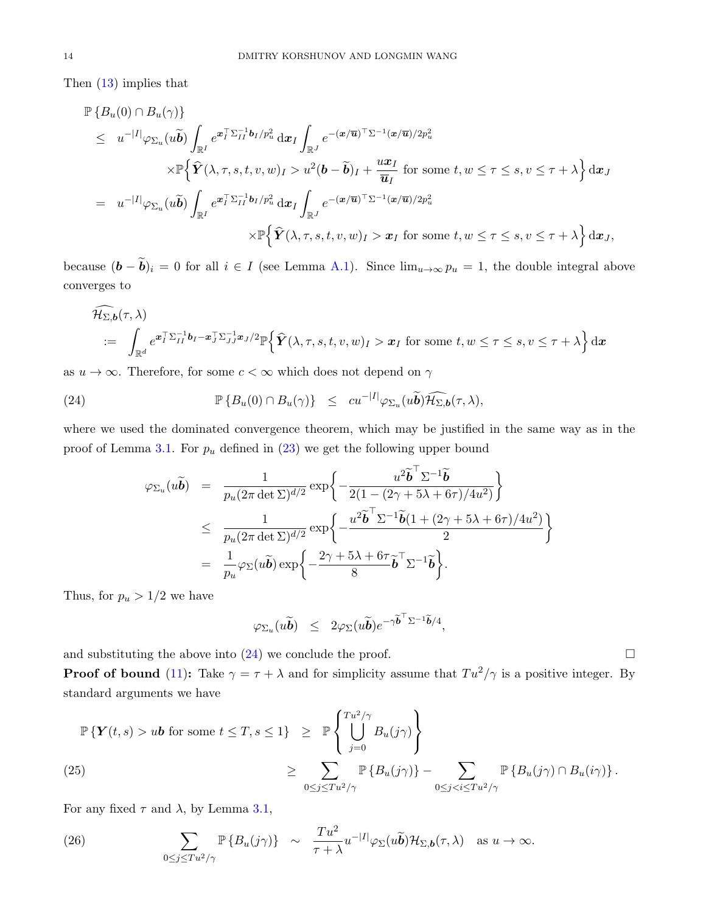Then (13) implies that

$$
\begin{aligned}
&\mathbb{P}\left\{B_u(0)\cap B_u(\gamma)\right\} \\
&\quad\le\quad u^{-|I|}\varphi_{\Sigma_u}(u\widetilde{\boldsymbol{b}})\int_{\mathbb{R}^I} e^{\boldsymbol{x}_I^\top\Sigma_{II}^{-1}\boldsymbol{b}_I/p_u^2}\,\mathrm{d}\boldsymbol{x}_I\int_{\mathbb{R}^J} e^{-(\boldsymbol{x}/\overline{\boldsymbol{u}})^\top\Sigma^{-1}(\boldsymbol{x}/\overline{\boldsymbol{u}})/2p_u^2} \\
&\qquad\qquad\times\mathbb{P}\Big\{\widehat{\boldsymbol{Y}}(\lambda,\tau,s,t,v,w)_I > u^2(\boldsymbol{b}-\widetilde{\boldsymbol{b}})_I+\frac{u\boldsymbol{x}_I}{\overline{\boldsymbol{u}}_I}\text{ for some } t,w\le\tau\le s,v\le\tau+\lambda\Big\}\,\mathrm{d}\boldsymbol{x}_J \\
&\quad=\quad u^{-|I|}\varphi_{\Sigma_u}(u\widetilde{\boldsymbol{b}})\int_{\mathbb{R}^I} e^{\boldsymbol{x}_I^\top\Sigma_{II}^{-1}\boldsymbol{b}_I/p_u^2}\,\mathrm{d}\boldsymbol{x}_I\int_{\mathbb{R}^J} e^{-(\boldsymbol{x}/\overline{\boldsymbol{u}})^\top\Sigma^{-1}(\boldsymbol{x}/\overline{\boldsymbol{u}})/2p_u^2} \\
&\qquad\qquad\times\mathbb{P}\Big\{\widehat{\boldsymbol{Y}}(\lambda,\tau,s,t,v,w)_I > \boldsymbol{x}_I\text{ for some } t,w\le\tau\le s,v\le\tau+\lambda\Big\}\,\mathrm{d}\boldsymbol{x}_J,
\end{aligned}
$$

because $(\boldsymbol{b}-\widetilde{\boldsymbol{b}})_i=0$ for all $i\in I$ (see Lemma A.1). Since $\lim_{u\to\infty}p_u=1$, the double integral above converges to

$$
\begin{aligned}
&\widehat{\mathcal{H}_{\Sigma,\boldsymbol{b}}}(\tau,\lambda) \\
&\quad:=\int_{\mathbb{R}^d} e^{\boldsymbol{x}_I^\top\Sigma_{II}^{-1}\boldsymbol{b}_I-\boldsymbol{x}_J^\top\Sigma_{JJ}^{-1}\boldsymbol{x}_J/2}\mathbb{P}\Big\{\widehat{\boldsymbol{Y}}(\lambda,\tau,s,t,v,w)_I > \boldsymbol{x}_I\text{ for some } t,w\le\tau\le s,v\le\tau+\lambda\Big\}\,\mathrm{d}\boldsymbol{x}
\end{aligned}
$$

as $u\to\infty$. Therefore, for some $c<\infty$ which does not depend on $\gamma$

$$
\mathbb{P}\left\{B_u(0)\cap B_u(\gamma)\right\}\quad\le\quad cu^{-|I|}\varphi_{\Sigma_u}(u\widetilde{\boldsymbol{b}})\widehat{\mathcal{H}_{\Sigma,\boldsymbol{b}}}(\tau,\lambda), \tag{24}
$$

where we used the dominated convergence theorem, which may be justified in the same way as in the proof of Lemma 3.1. For $p_u$ defined in (23) we get the following upper bound

$$
\begin{aligned}
\varphi_{\Sigma_u}(u\widetilde{\boldsymbol{b}}) &= \frac{1}{p_u(2\pi\det\Sigma)^{d/2}}\exp\bigg\{-\frac{u^2\widetilde{\boldsymbol{b}}^\top\Sigma^{-1}\widetilde{\boldsymbol{b}}}{2(1-(2\gamma+5\lambda+6\tau)/4u^2)}\bigg\} \\
&\le \frac{1}{p_u(2\pi\det\Sigma)^{d/2}}\exp\bigg\{-\frac{u^2\widetilde{\boldsymbol{b}}^\top\Sigma^{-1}\widetilde{\boldsymbol{b}}(1+(2\gamma+5\lambda+6\tau)/4u^2)}{2}\bigg\} \\
&= \frac{1}{p_u}\varphi_\Sigma(u\widetilde{\boldsymbol{b}})\exp\bigg\{-\frac{2\gamma+5\lambda+6\tau}{8}\widetilde{\boldsymbol{b}}^\top\Sigma^{-1}\widetilde{\boldsymbol{b}}\bigg\}.
\end{aligned}
$$

Thus, for $p_u>1/2$ we have

$$
\varphi_{\Sigma_u}(u\widetilde{\boldsymbol{b}})\quad\le\quad 2\varphi_\Sigma(u\widetilde{\boldsymbol{b}})e^{-\gamma\widetilde{\boldsymbol{b}}^\top\Sigma^{-1}\widetilde{\boldsymbol{b}}/4},
$$

and substituting the above into (24) we conclude the proof. □

**Proof of bound (11):** Take $\gamma=\tau+\lambda$ and for simplicity assume that $Tu^2/\gamma$ is a positive integer. By standard arguments we have

$$
\begin{aligned}
\mathbb{P}\left\{\boldsymbol{Y}(t,s)>u\boldsymbol{b}\text{ for some } t\le T,s\le 1\right\} &\ge \mathbb{P}\left\{\bigcup_{j=0}^{Tu^2/\gamma}B_u(j\gamma)\right\} \\
&\ge \sum_{0\le j\le Tu^2/\gamma}\mathbb{P}\left\{B_u(j\gamma)\right\}-\sum_{0\le j<i\le Tu^2/\gamma}\mathbb{P}\left\{B_u(j\gamma)\cap B_u(i\gamma)\right\}.
\end{aligned} \tag{25}
$$

For any fixed $\tau$ and $\lambda$, by Lemma 3.1,

$$
\sum_{0\le j\le Tu^2/\gamma}\mathbb{P}\left\{B_u(j\gamma)\right\}\quad\sim\quad\frac{Tu^2}{\tau+\lambda}u^{-|I|}\varphi_\Sigma(u\widetilde{\boldsymbol{b}})\mathcal{H}_{\Sigma,\boldsymbol{b}}(\tau,\lambda)\quad\text{as } u\to\infty. \tag{26}
$$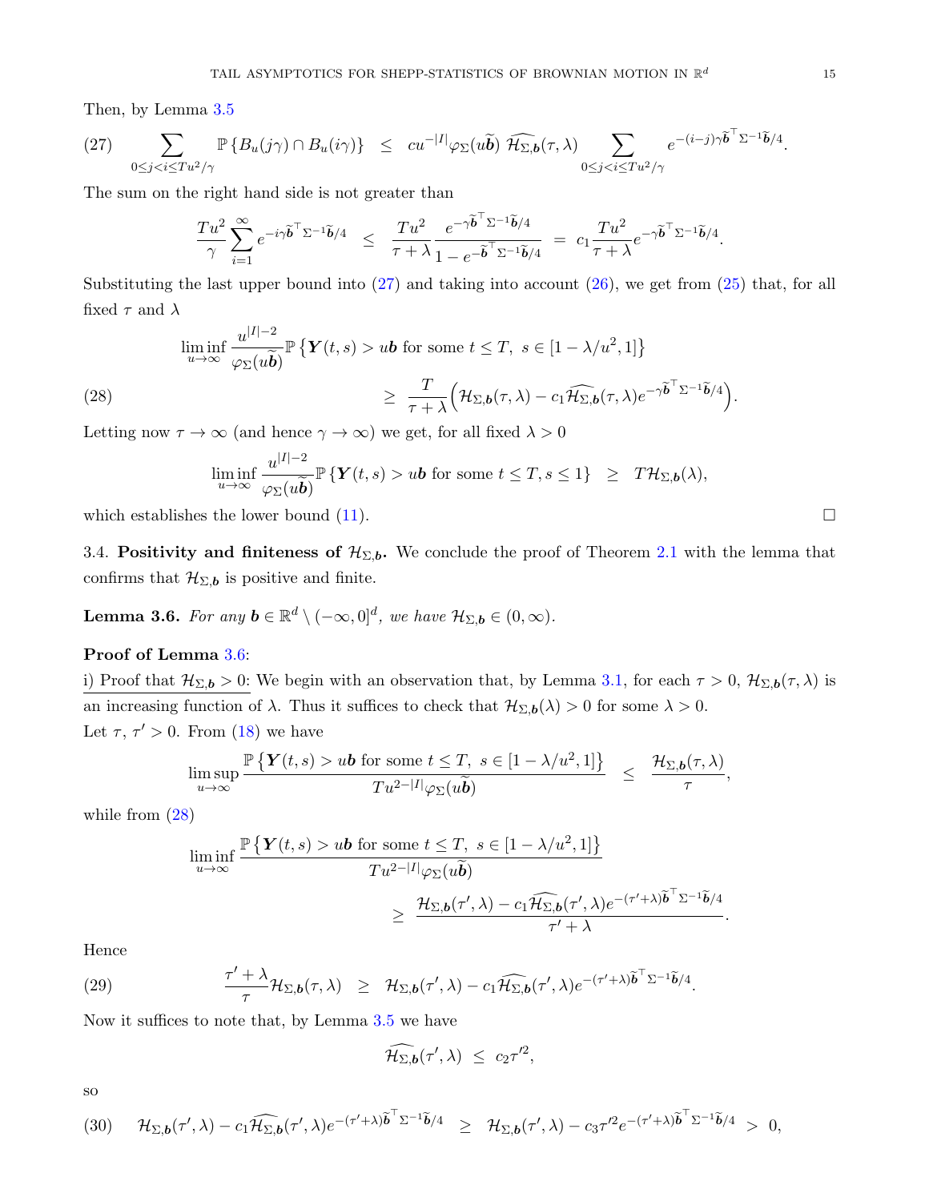Then, by Lemma 3.5

$$
\sum_{0\le j<i\le Tu^2/\gamma} \mathbb{P}\{B_u(j\gamma)\cap B_u(i\gamma)\} \;\le\; cu^{-|I|}\varphi_\Sigma(u\widetilde{\boldsymbol{b}})\;\widehat{\mathcal{H}_{\Sigma,\boldsymbol{b}}}(\tau,\lambda) \sum_{0\le j<i\le Tu^2/\gamma} e^{-(i-j)\gamma\widetilde{\boldsymbol{b}}^\top\Sigma^{-1}\widetilde{\boldsymbol{b}}/4}. \tag{27}
$$

The sum on the right hand side is not greater than

$$
\frac{Tu^2}{\gamma}\sum_{i=1}^{\infty} e^{-i\gamma\widetilde{\boldsymbol{b}}^\top\Sigma^{-1}\widetilde{\boldsymbol{b}}/4} \;\le\; \frac{Tu^2}{\tau+\lambda}\frac{e^{-\gamma\widetilde{\boldsymbol{b}}^\top\Sigma^{-1}\widetilde{\boldsymbol{b}}/4}}{1-e^{-\widetilde{\boldsymbol{b}}^\top\Sigma^{-1}\widetilde{\boldsymbol{b}}/4}} \;=\; c_1\frac{Tu^2}{\tau+\lambda}e^{-\gamma\widetilde{\boldsymbol{b}}^\top\Sigma^{-1}\widetilde{\boldsymbol{b}}/4}.
$$

Substituting the last upper bound into (27) and taking into account (26), we get from (25) that, for all fixed $\tau$ and $\lambda$

$$
\begin{aligned}
&\liminf_{u\to\infty}\frac{u^{|I|-2}}{\varphi_\Sigma(u\widetilde{\boldsymbol{b}})}\mathbb{P}\left\{\boldsymbol{Y}(t,s)>u\boldsymbol{b}\text{ for some } t\le T,\ s\in[1-\lambda/u^2,1]\right\}\\
&\qquad\qquad \ge\; \frac{T}{\tau+\lambda}\Big(\mathcal{H}_{\Sigma,\boldsymbol{b}}(\tau,\lambda)-c_1\widehat{\mathcal{H}_{\Sigma,\boldsymbol{b}}}(\tau,\lambda)e^{-\gamma\widetilde{\boldsymbol{b}}^\top\Sigma^{-1}\widetilde{\boldsymbol{b}}/4}\Big).
\end{aligned} \tag{28}
$$

Letting now $\tau\to\infty$ (and hence $\gamma\to\infty$) we get, for all fixed $\lambda>0$

$$
\liminf_{u\to\infty}\frac{u^{|I|-2}}{\varphi_\Sigma(u\widetilde{\boldsymbol{b}})}\mathbb{P}\left\{\boldsymbol{Y}(t,s)>u\boldsymbol{b}\text{ for some } t\le T, s\le 1\right\} \;\ge\; T\mathcal{H}_{\Sigma,\boldsymbol{b}}(\lambda),
$$

which establishes the lower bound (11). $\square$

### 3.4. Positivity and finiteness of $\mathcal{H}_{\Sigma,\boldsymbol{b}}$.

We conclude the proof of Theorem 2.1 with the lemma that confirms that $\mathcal{H}_{\Sigma,\boldsymbol{b}}$ is positive and finite.

**Lemma 3.6.** *For any $\boldsymbol{b}\in\mathbb{R}^d\setminus(-\infty,0]^d$, we have $\mathcal{H}_{\Sigma,\boldsymbol{b}}\in(0,\infty)$.*

**Proof of Lemma 3.6:**

i) Proof that $\mathcal{H}_{\Sigma,\boldsymbol{b}}>0$: We begin with an observation that, by Lemma 3.1, for each $\tau>0$, $\mathcal{H}_{\Sigma,\boldsymbol{b}}(\tau,\lambda)$ is an increasing function of $\lambda$. Thus it suffices to check that $\mathcal{H}_{\Sigma,\boldsymbol{b}}(\lambda)>0$ for some $\lambda>0$.

Let $\tau$, $\tau'>0$. From (18) we have

$$
\limsup_{u\to\infty}\frac{\mathbb{P}\left\{\boldsymbol{Y}(t,s)>u\boldsymbol{b}\text{ for some } t\le T,\ s\in[1-\lambda/u^2,1]\right\}}{Tu^{2-|I|}\varphi_\Sigma(u\widetilde{\boldsymbol{b}})} \;\le\; \frac{\mathcal{H}_{\Sigma,\boldsymbol{b}}(\tau,\lambda)}{\tau},
$$

while from (28)

$$
\begin{aligned}
&\liminf_{u\to\infty}\frac{\mathbb{P}\left\{\boldsymbol{Y}(t,s)>u\boldsymbol{b}\text{ for some } t\le T,\ s\in[1-\lambda/u^2,1]\right\}}{Tu^{2-|I|}\varphi_\Sigma(u\widetilde{\boldsymbol{b}})}\\
&\qquad\qquad \ge\; \frac{\mathcal{H}_{\Sigma,\boldsymbol{b}}(\tau',\lambda)-c_1\widehat{\mathcal{H}_{\Sigma,\boldsymbol{b}}}(\tau',\lambda)e^{-(\tau'+\lambda)\widetilde{\boldsymbol{b}}^\top\Sigma^{-1}\widetilde{\boldsymbol{b}}/4}}{\tau'+\lambda}.
\end{aligned}
$$

Hence

$$
\frac{\tau'+\lambda}{\tau}\mathcal{H}_{\Sigma,\boldsymbol{b}}(\tau,\lambda) \;\ge\; \mathcal{H}_{\Sigma,\boldsymbol{b}}(\tau',\lambda)-c_1\widehat{\mathcal{H}_{\Sigma,\boldsymbol{b}}}(\tau',\lambda)e^{-(\tau'+\lambda)\widetilde{\boldsymbol{b}}^\top\Sigma^{-1}\widetilde{\boldsymbol{b}}/4}. \tag{29}
$$

Now it suffices to note that, by Lemma 3.5 we have

$$
\widehat{\mathcal{H}_{\Sigma,\boldsymbol{b}}}(\tau',\lambda) \;\le\; c_2\tau'^2,
$$

so

$$
\mathcal{H}_{\Sigma,\boldsymbol{b}}(\tau',\lambda)-c_1\widehat{\mathcal{H}_{\Sigma,\boldsymbol{b}}}(\tau',\lambda)e^{-(\tau'+\lambda)\widetilde{\boldsymbol{b}}^\top\Sigma^{-1}\widetilde{\boldsymbol{b}}/4} \;\ge\; \mathcal{H}_{\Sigma,\boldsymbol{b}}(\tau',\lambda)-c_3\tau'^2e^{-(\tau'+\lambda)\widetilde{\boldsymbol{b}}^\top\Sigma^{-1}\widetilde{\boldsymbol{b}}/4} \;>\; 0, \tag{30}
$$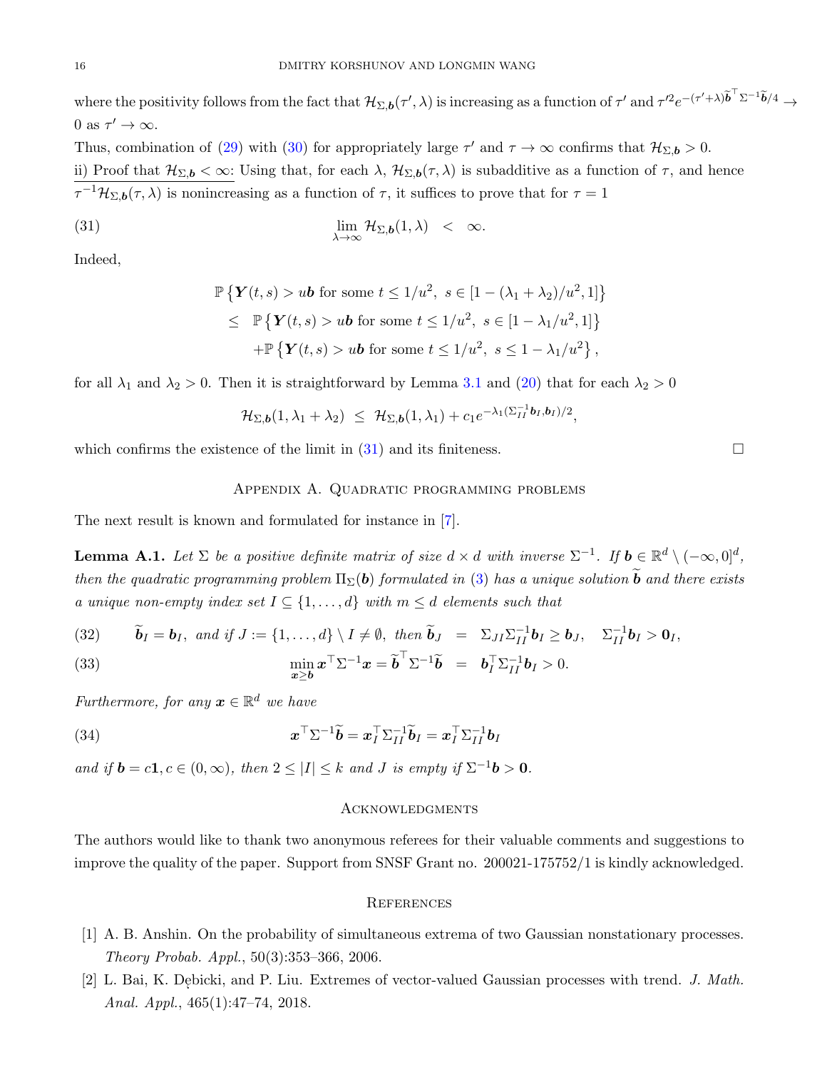where the positivity follows from the fact that $\mathcal{H}_{\Sigma,\boldsymbol{b}}(\tau',\lambda)$ is increasing as a function of $\tau'$ and $\tau'^2 e^{-(\tau'+\lambda)\widetilde{\boldsymbol{b}}^\top\Sigma^{-1}\widetilde{\boldsymbol{b}}/4} \to 0$ as $\tau' \to \infty$.

Thus, combination of (29) with (30) for appropriately large $\tau'$ and $\tau \to \infty$ confirms that $\mathcal{H}_{\Sigma,\boldsymbol{b}} > 0$.

ii) Proof that $\mathcal{H}_{\Sigma,\boldsymbol{b}} < \infty$: Using that, for each $\lambda$, $\mathcal{H}_{\Sigma,\boldsymbol{b}}(\tau,\lambda)$ is subadditive as a function of $\tau$, and hence $\tau^{-1}\mathcal{H}_{\Sigma,\boldsymbol{b}}(\tau,\lambda)$ is nonincreasing as a function of $\tau$, it suffices to prove that for $\tau = 1$

$$\lim_{\lambda\to\infty} \mathcal{H}_{\Sigma,\boldsymbol{b}}(1,\lambda) \;<\; \infty. \tag{31}$$

Indeed,

$$\begin{aligned}
&\mathbb{P}\left\{\boldsymbol{Y}(t,s) > u\boldsymbol{b} \text{ for some } t \le 1/u^2,\ s \in [1-(\lambda_1+\lambda_2)/u^2, 1]\right\}\\
&\quad\le\ \mathbb{P}\left\{\boldsymbol{Y}(t,s) > u\boldsymbol{b} \text{ for some } t \le 1/u^2,\ s \in [1-\lambda_1/u^2, 1]\right\}\\
&\qquad+\mathbb{P}\left\{\boldsymbol{Y}(t,s) > u\boldsymbol{b} \text{ for some } t \le 1/u^2,\ s \le 1-\lambda_1/u^2\right\},
\end{aligned}$$

for all $\lambda_1$ and $\lambda_2 > 0$. Then it is straightforward by Lemma 3.1 and (20) that for each $\lambda_2 > 0$

$$\mathcal{H}_{\Sigma,\boldsymbol{b}}(1,\lambda_1+\lambda_2) \;\le\; \mathcal{H}_{\Sigma,\boldsymbol{b}}(1,\lambda_1) + c_1 e^{-\lambda_1(\Sigma_{II}^{-1}\boldsymbol{b}_I,\boldsymbol{b}_I)/2},$$

which confirms the existence of the limit in (31) and its finiteness. □

## Appendix A. Quadratic programming problems

The next result is known and formulated for instance in [7].

**Lemma A.1.** *Let $\Sigma$ be a positive definite matrix of size $d \times d$ with inverse $\Sigma^{-1}$. If $\boldsymbol{b} \in \mathbb{R}^d \setminus (-\infty, 0]^d$, then the quadratic programming problem $\Pi_\Sigma(\boldsymbol{b})$ formulated in (3) has a unique solution $\widetilde{\boldsymbol{b}}$ and there exists a unique non-empty index set $I \subseteq \{1,\dots,d\}$ with $m \le d$ elements such that*

$$\widetilde{\boldsymbol{b}}_I = \boldsymbol{b}_I,\ \text{and if } J := \{1,\dots,d\}\setminus I \ne \emptyset,\ \text{then } \widetilde{\boldsymbol{b}}_J \;=\; \Sigma_{JI}\Sigma_{II}^{-1}\boldsymbol{b}_I \ge \boldsymbol{b}_J, \quad \Sigma_{II}^{-1}\boldsymbol{b}_I > \boldsymbol{0}_I, \tag{32}$$

$$\min_{\boldsymbol{x}\ge\boldsymbol{b}} \boldsymbol{x}^\top\Sigma^{-1}\boldsymbol{x} = \widetilde{\boldsymbol{b}}^\top\Sigma^{-1}\widetilde{\boldsymbol{b}} \;=\; \boldsymbol{b}_I^\top\Sigma_{II}^{-1}\boldsymbol{b}_I > 0. \tag{33}$$

*Furthermore, for any $\boldsymbol{x} \in \mathbb{R}^d$ we have*

$$\boldsymbol{x}^\top\Sigma^{-1}\widetilde{\boldsymbol{b}} = \boldsymbol{x}_I^\top\Sigma_{II}^{-1}\widetilde{\boldsymbol{b}}_I = \boldsymbol{x}_I^\top\Sigma_{II}^{-1}\boldsymbol{b}_I \tag{34}$$

*and if $\boldsymbol{b} = c\boldsymbol{1}, c \in (0,\infty)$, then $2 \le |I| \le k$ and $J$ is empty if $\Sigma^{-1}\boldsymbol{b} > \boldsymbol{0}$.*

## Acknowledgments

The authors would like to thank two anonymous referees for their valuable comments and suggestions to improve the quality of the paper. Support from SNSF Grant no. 200021-175752/1 is kindly acknowledged.

## References

[1] A. B. Anshin. On the probability of simultaneous extrema of two Gaussian nonstationary processes. *Theory Probab. Appl.*, 50(3):353–366, 2006.

[2] L. Bai, K. Dębicki, and P. Liu. Extremes of vector-valued Gaussian processes with trend. *J. Math. Anal. Appl.*, 465(1):47–74, 2018.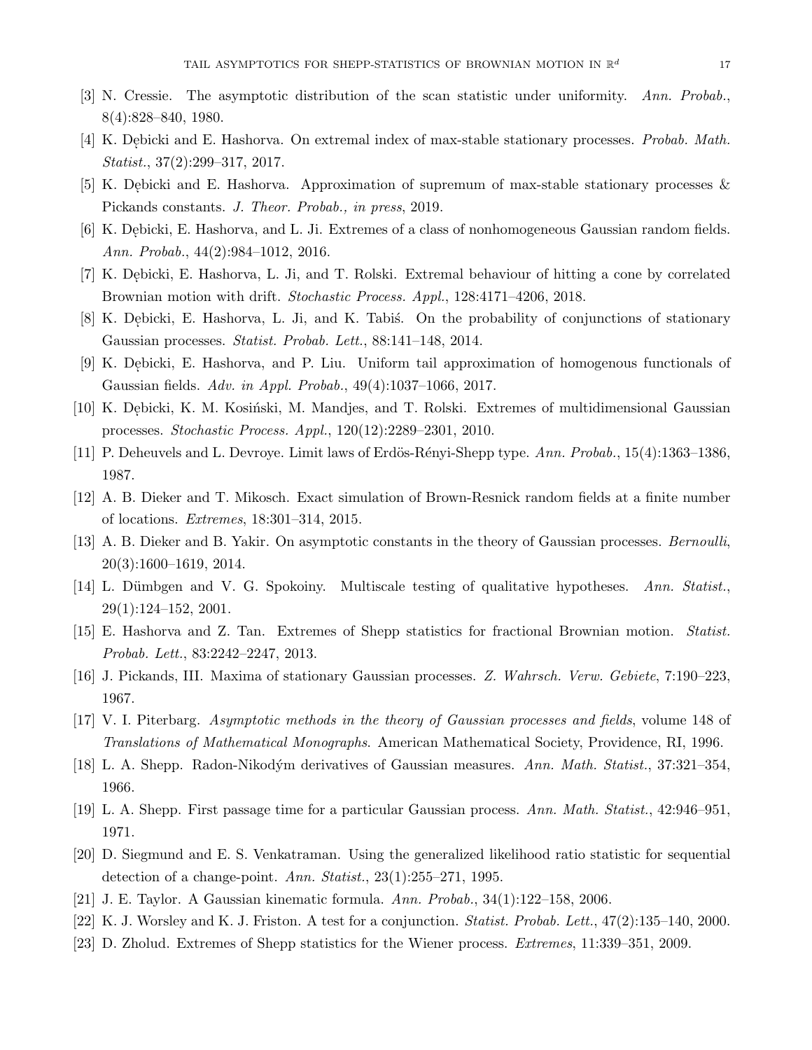[3] N. Cressie. The asymptotic distribution of the scan statistic under uniformity. *Ann. Probab.*, 8(4):828–840, 1980.

[4] K. Dębicki and E. Hashorva. On extremal index of max-stable stationary processes. *Probab. Math. Statist.*, 37(2):299–317, 2017.

[5] K. Dębicki and E. Hashorva. Approximation of supremum of max-stable stationary processes & Pickands constants. *J. Theor. Probab., in press*, 2019.

[6] K. Dębicki, E. Hashorva, and L. Ji. Extremes of a class of nonhomogeneous Gaussian random fields. *Ann. Probab.*, 44(2):984–1012, 2016.

[7] K. Dębicki, E. Hashorva, L. Ji, and T. Rolski. Extremal behaviour of hitting a cone by correlated Brownian motion with drift. *Stochastic Process. Appl.*, 128:4171–4206, 2018.

[8] K. Dębicki, E. Hashorva, L. Ji, and K. Tabiś. On the probability of conjunctions of stationary Gaussian processes. *Statist. Probab. Lett.*, 88:141–148, 2014.

[9] K. Dębicki, E. Hashorva, and P. Liu. Uniform tail approximation of homogenous functionals of Gaussian fields. *Adv. in Appl. Probab.*, 49(4):1037–1066, 2017.

[10] K. Dębicki, K. M. Kosiński, M. Mandjes, and T. Rolski. Extremes of multidimensional Gaussian processes. *Stochastic Process. Appl.*, 120(12):2289–2301, 2010.

[11] P. Deheuvels and L. Devroye. Limit laws of Erdös-Rényi-Shepp type. *Ann. Probab.*, 15(4):1363–1386, 1987.

[12] A. B. Dieker and T. Mikosch. Exact simulation of Brown-Resnick random fields at a finite number of locations. *Extremes*, 18:301–314, 2015.

[13] A. B. Dieker and B. Yakir. On asymptotic constants in the theory of Gaussian processes. *Bernoulli*, 20(3):1600–1619, 2014.

[14] L. Dümbgen and V. G. Spokoiny. Multiscale testing of qualitative hypotheses. *Ann. Statist.*, 29(1):124–152, 2001.

[15] E. Hashorva and Z. Tan. Extremes of Shepp statistics for fractional Brownian motion. *Statist. Probab. Lett.*, 83:2242–2247, 2013.

[16] J. Pickands, III. Maxima of stationary Gaussian processes. *Z. Wahrsch. Verw. Gebiete*, 7:190–223, 1967.

[17] V. I. Piterbarg. *Asymptotic methods in the theory of Gaussian processes and fields*, volume 148 of *Translations of Mathematical Monographs*. American Mathematical Society, Providence, RI, 1996.

[18] L. A. Shepp. Radon-Nikodým derivatives of Gaussian measures. *Ann. Math. Statist.*, 37:321–354, 1966.

[19] L. A. Shepp. First passage time for a particular Gaussian process. *Ann. Math. Statist.*, 42:946–951, 1971.

[20] D. Siegmund and E. S. Venkatraman. Using the generalized likelihood ratio statistic for sequential detection of a change-point. *Ann. Statist.*, 23(1):255–271, 1995.

[21] J. E. Taylor. A Gaussian kinematic formula. *Ann. Probab.*, 34(1):122–158, 2006.

[22] K. J. Worsley and K. J. Friston. A test for a conjunction. *Statist. Probab. Lett.*, 47(2):135–140, 2000.

[23] D. Zholud. Extremes of Shepp statistics for the Wiener process. *Extremes*, 11:339–351, 2009.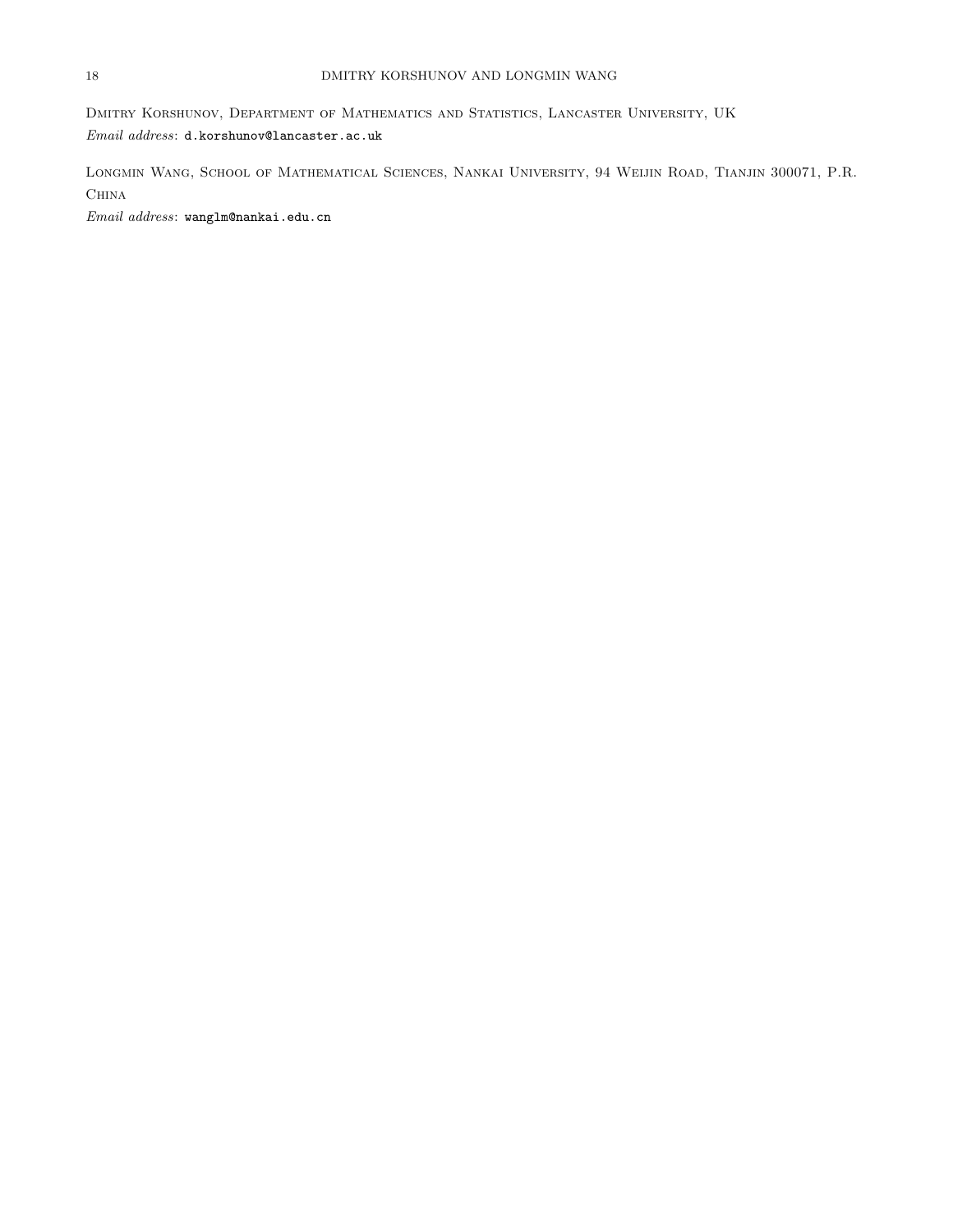Dmitry Korshunov, Department of Mathematics and Statistics, Lancaster University, UK

*Email address*: d.korshunov@lancaster.ac.uk

Longmin Wang, School of Mathematical Sciences, Nankai University, 94 Weijin Road, Tianjin 300071, P.R. China

*Email address*: wanglm@nankai.edu.cn